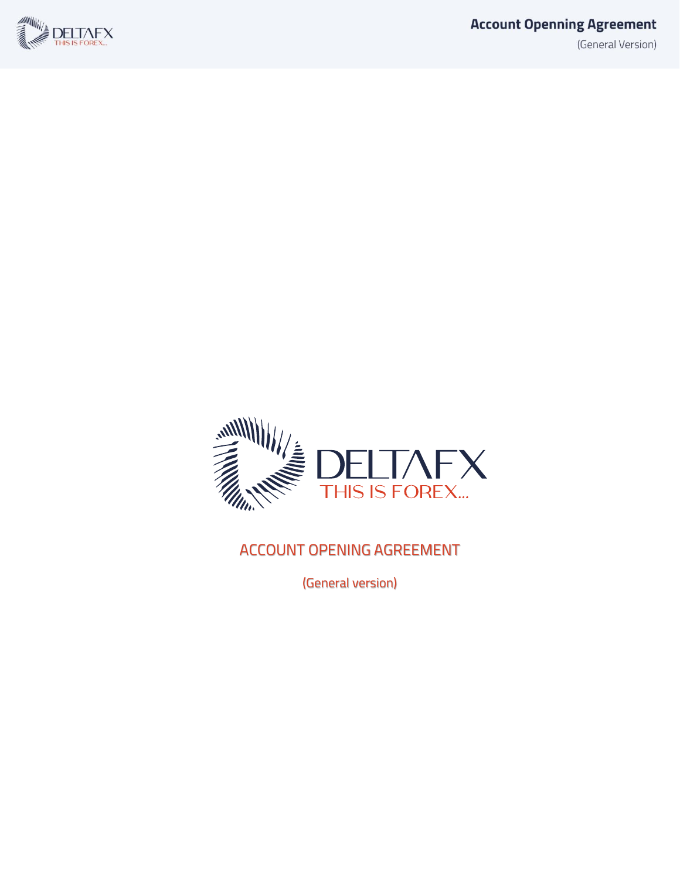DELTAFX

THIS IS FOREX...

# ACCOUNT OPENING AGREEMENT

(General version)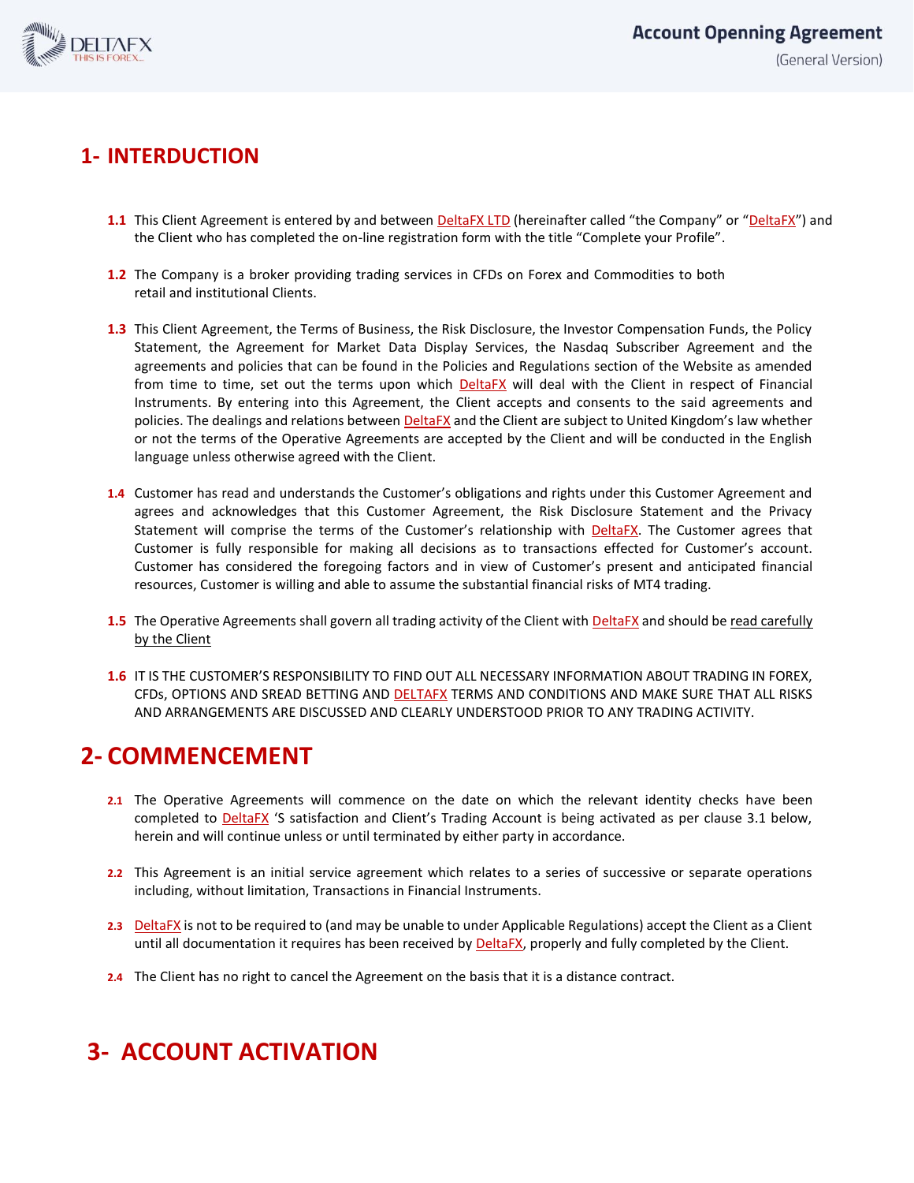# 1- INTERDUCTION

**1.1** This Client Agreement is entered by and between DeltaFX LTD (hereinafter called "the Company" or "DeltaFX") and the Client who has completed the on-line registration form with the title "Complete your Profile".

**1.2** The Company is a broker providing trading services in CFDs on Forex and Commodities to both retail and institutional Clients.

**1.3** This Client Agreement, the Terms of Business, the Risk Disclosure, the Investor Compensation Funds, the Policy Statement, the Agreement for Market Data Display Services, the Nasdaq Subscriber Agreement and the agreements and policies that can be found in the Policies and Regulations section of the Website as amended from time to time, set out the terms upon which DeltaFX will deal with the Client in respect of Financial Instruments. By entering into this Agreement, the Client accepts and consents to the said agreements and policies. The dealings and relations between DeltaFX and the Client are subject to United Kingdom's law whether or not the terms of the Operative Agreements are accepted by the Client and will be conducted in the English language unless otherwise agreed with the Client.

**1.4** Customer has read and understands the Customer's obligations and rights under this Customer Agreement and agrees and acknowledges that this Customer Agreement, the Risk Disclosure Statement and the Privacy Statement will comprise the terms of the Customer's relationship with DeltaFX. The Customer agrees that Customer is fully responsible for making all decisions as to transactions effected for Customer's account. Customer has considered the foregoing factors and in view of Customer's present and anticipated financial resources, Customer is willing and able to assume the substantial financial risks of MT4 trading.

**1.5** The Operative Agreements shall govern all trading activity of the Client with DeltaFX and should be read carefully by the Client

**1.6** IT IS THE CUSTOMER'S RESPONSIBILITY TO FIND OUT ALL NECESSARY INFORMATION ABOUT TRADING IN FOREX, CFDs, OPTIONS AND SREAD BETTING AND DELTAFX TERMS AND CONDITIONS AND MAKE SURE THAT ALL RISKS AND ARRANGEMENTS ARE DISCUSSED AND CLEARLY UNDERSTOOD PRIOR TO ANY TRADING ACTIVITY.

# 2- COMMENCEMENT

**2.1** The Operative Agreements will commence on the date on which the relevant identity checks have been completed to DeltaFX 'S satisfaction and Client's Trading Account is being activated as per clause 3.1 below, herein and will continue unless or until terminated by either party in accordance.

**2.2** This Agreement is an initial service agreement which relates to a series of successive or separate operations including, without limitation, Transactions in Financial Instruments.

**2.3** DeltaFX is not to be required to (and may be unable to under Applicable Regulations) accept the Client as a Client until all documentation it requires has been received by DeltaFX, properly and fully completed by the Client.

**2.4** The Client has no right to cancel the Agreement on the basis that it is a distance contract.

# 3- ACCOUNT ACTIVATION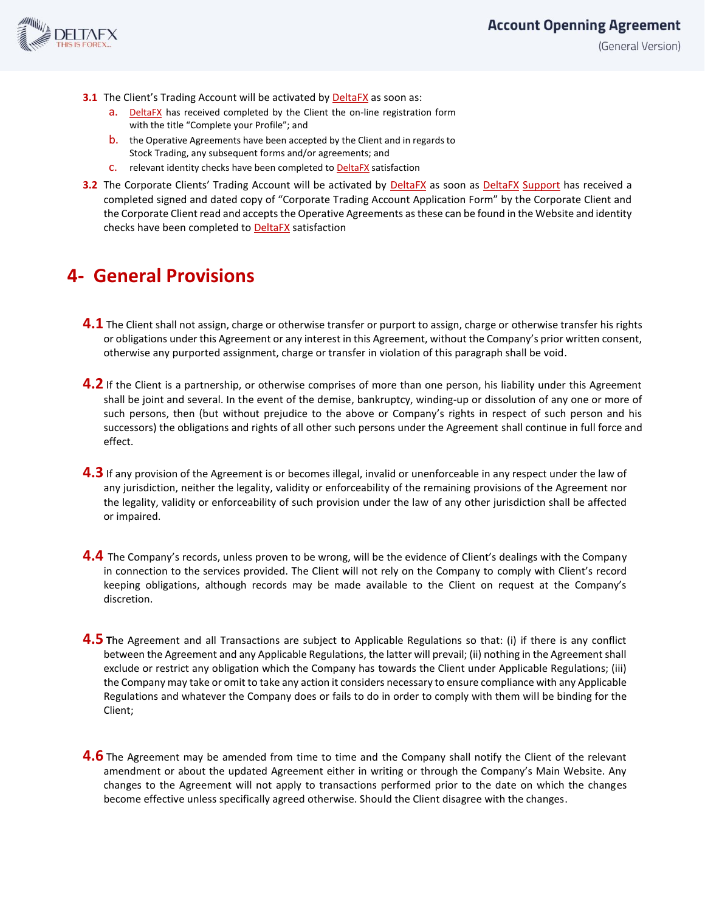**3.1** The Client's Trading Account will be activated by DeltaFX as soon as:

a. DeltaFX has received completed by the Client the on-line registration form with the title "Complete your Profile"; and

b. the Operative Agreements have been accepted by the Client and in regards to Stock Trading, any subsequent forms and/or agreements; and

c. relevant identity checks have been completed to DeltaFX satisfaction

**3.2** The Corporate Clients' Trading Account will be activated by DeltaFX as soon as DeltaFX Support has received a completed signed and dated copy of "Corporate Trading Account Application Form" by the Corporate Client and the Corporate Client read and accepts the Operative Agreements as these can be found in the Website and identity checks have been completed to DeltaFX satisfaction

# 4- General Provisions

**4.1** The Client shall not assign, charge or otherwise transfer or purport to assign, charge or otherwise transfer his rights or obligations under this Agreement or any interest in this Agreement, without the Company's prior written consent, otherwise any purported assignment, charge or transfer in violation of this paragraph shall be void.

**4.2** If the Client is a partnership, or otherwise comprises of more than one person, his liability under this Agreement shall be joint and several. In the event of the demise, bankruptcy, winding-up or dissolution of any one or more of such persons, then (but without prejudice to the above or Company's rights in respect of such person and his successors) the obligations and rights of all other such persons under the Agreement shall continue in full force and effect.

**4.3** If any provision of the Agreement is or becomes illegal, invalid or unenforceable in any respect under the law of any jurisdiction, neither the legality, validity or enforceability of the remaining provisions of the Agreement nor the legality, validity or enforceability of such provision under the law of any other jurisdiction shall be affected or impaired.

**4.4** The Company's records, unless proven to be wrong, will be the evidence of Client's dealings with the Company in connection to the services provided. The Client will not rely on the Company to comply with Client's record keeping obligations, although records may be made available to the Client on request at the Company's discretion.

**4.5** The Agreement and all Transactions are subject to Applicable Regulations so that: (i) if there is any conflict between the Agreement and any Applicable Regulations, the latter will prevail; (ii) nothing in the Agreement shall exclude or restrict any obligation which the Company has towards the Client under Applicable Regulations; (iii) the Company may take or omit to take any action it considers necessary to ensure compliance with any Applicable Regulations and whatever the Company does or fails to do in order to comply with them will be binding for the Client;

**4.6** The Agreement may be amended from time to time and the Company shall notify the Client of the relevant amendment or about the updated Agreement either in writing or through the Company's Main Website. Any changes to the Agreement will not apply to transactions performed prior to the date on which the changes become effective unless specifically agreed otherwise. Should the Client disagree with the changes.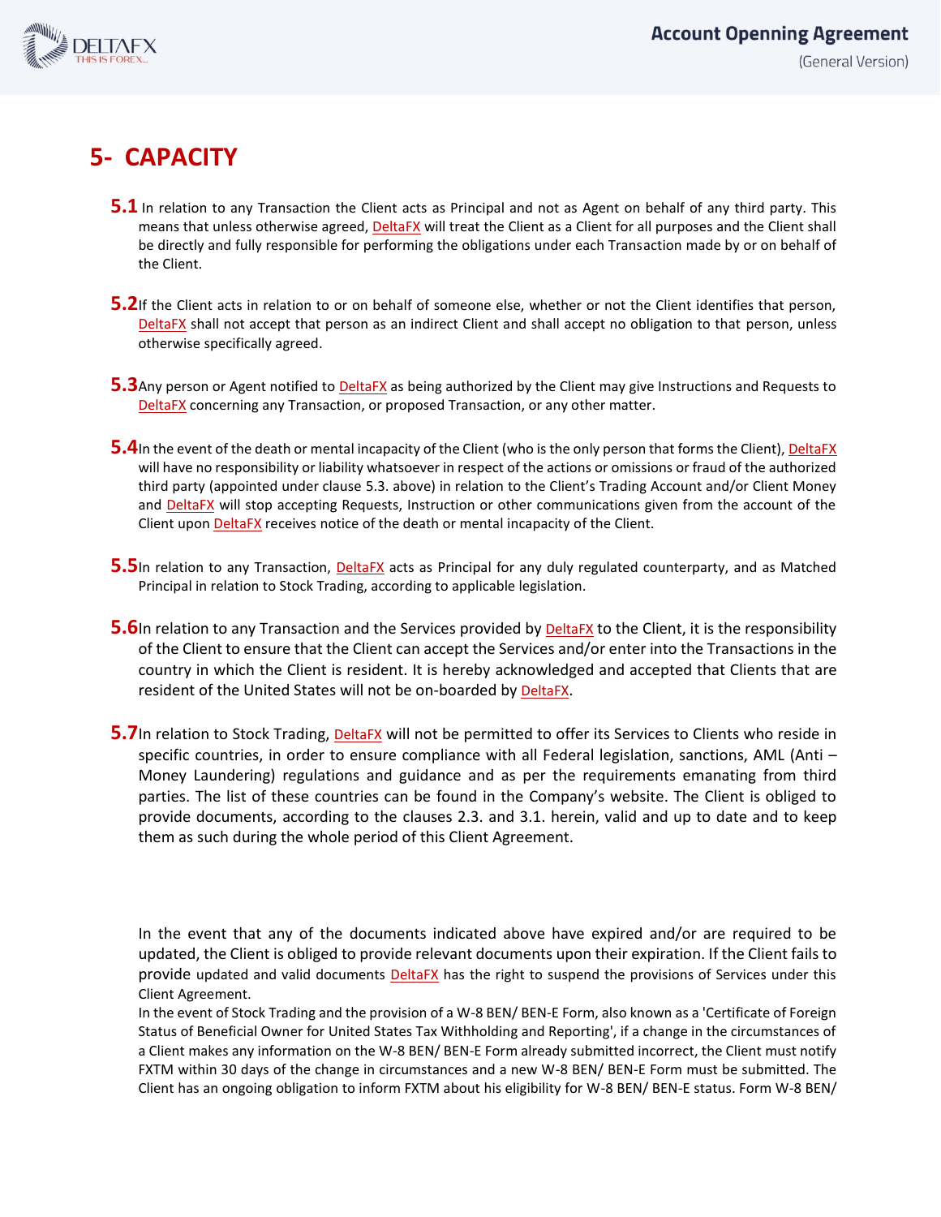# 5- CAPACITY

**5.1** In relation to any Transaction the Client acts as Principal and not as Agent on behalf of any third party. This means that unless otherwise agreed, DeltaFX will treat the Client as a Client for all purposes and the Client shall be directly and fully responsible for performing the obligations under each Transaction made by or on behalf of the Client.

**5.2** If the Client acts in relation to or on behalf of someone else, whether or not the Client identifies that person, DeltaFX shall not accept that person as an indirect Client and shall accept no obligation to that person, unless otherwise specifically agreed.

**5.3** Any person or Agent notified to DeltaFX as being authorized by the Client may give Instructions and Requests to DeltaFX concerning any Transaction, or proposed Transaction, or any other matter.

**5.4** In the event of the death or mental incapacity of the Client (who is the only person that forms the Client), DeltaFX will have no responsibility or liability whatsoever in respect of the actions or omissions or fraud of the authorized third party (appointed under clause 5.3. above) in relation to the Client's Trading Account and/or Client Money and DeltaFX will stop accepting Requests, Instruction or other communications given from the account of the Client upon DeltaFX receives notice of the death or mental incapacity of the Client.

**5.5** In relation to any Transaction, DeltaFX acts as Principal for any duly regulated counterparty, and as Matched Principal in relation to Stock Trading, according to applicable legislation.

**5.6** In relation to any Transaction and the Services provided by DeltaFX to the Client, it is the responsibility of the Client to ensure that the Client can accept the Services and/or enter into the Transactions in the country in which the Client is resident. It is hereby acknowledged and accepted that Clients that are resident of the United States will not be on-boarded by DeltaFX.

**5.7** In relation to Stock Trading, DeltaFX will not be permitted to offer its Services to Clients who reside in specific countries, in order to ensure compliance with all Federal legislation, sanctions, AML (Anti – Money Laundering) regulations and guidance and as per the requirements emanating from third parties. The list of these countries can be found in the Company's website. The Client is obliged to provide documents, according to the clauses 2.3. and 3.1. herein, valid and up to date and to keep them as such during the whole period of this Client Agreement.

In the event that any of the documents indicated above have expired and/or are required to be updated, the Client is obliged to provide relevant documents upon their expiration. If the Client fails to provide updated and valid documents DeltaFX has the right to suspend the provisions of Services under this Client Agreement.
In the event of Stock Trading and the provision of a W-8 BEN/ BEN-E Form, also known as a 'Certificate of Foreign Status of Beneficial Owner for United States Tax Withholding and Reporting', if a change in the circumstances of a Client makes any information on the W-8 BEN/ BEN-E Form already submitted incorrect, the Client must notify FXTM within 30 days of the change in circumstances and a new W-8 BEN/ BEN-E Form must be submitted. The Client has an ongoing obligation to inform FXTM about his eligibility for W-8 BEN/ BEN-E status. Form W-8 BEN/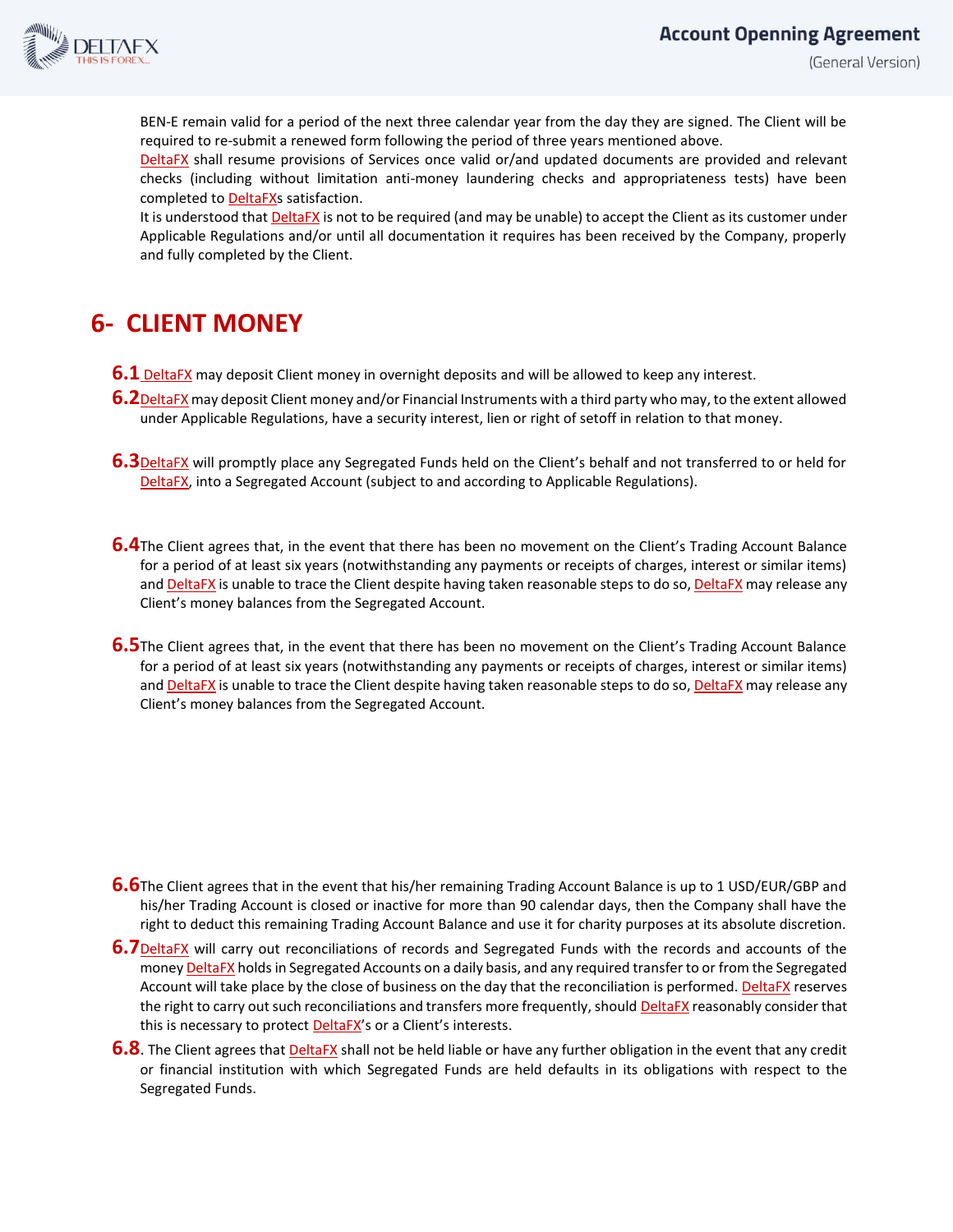BEN-E remain valid for a period of the next three calendar year from the day they are signed. The Client will be required to re-submit a renewed form following the period of three years mentioned above.
DeltaFX shall resume provisions of Services once valid or/and updated documents are provided and relevant checks (including without limitation anti-money laundering checks and appropriateness tests) have been completed to DeltaFXs satisfaction.
It is understood that DeltaFX is not to be required (and may be unable) to accept the Client as its customer under Applicable Regulations and/or until all documentation it requires has been received by the Company, properly and fully completed by the Client.

# 6- CLIENT MONEY

**6.1** DeltaFX may deposit Client money in overnight deposits and will be allowed to keep any interest.

**6.2** DeltaFX may deposit Client money and/or Financial Instruments with a third party who may, to the extent allowed under Applicable Regulations, have a security interest, lien or right of setoff in relation to that money.

**6.3** DeltaFX will promptly place any Segregated Funds held on the Client's behalf and not transferred to or held for DeltaFX, into a Segregated Account (subject to and according to Applicable Regulations).

**6.4** The Client agrees that, in the event that there has been no movement on the Client's Trading Account Balance for a period of at least six years (notwithstanding any payments or receipts of charges, interest or similar items) and DeltaFX is unable to trace the Client despite having taken reasonable steps to do so, DeltaFX may release any Client's money balances from the Segregated Account.

**6.5** The Client agrees that, in the event that there has been no movement on the Client's Trading Account Balance for a period of at least six years (notwithstanding any payments or receipts of charges, interest or similar items) and DeltaFX is unable to trace the Client despite having taken reasonable steps to do so, DeltaFX may release any Client's money balances from the Segregated Account.

**6.6** The Client agrees that in the event that his/her remaining Trading Account Balance is up to 1 USD/EUR/GBP and his/her Trading Account is closed or inactive for more than 90 calendar days, then the Company shall have the right to deduct this remaining Trading Account Balance and use it for charity purposes at its absolute discretion.

**6.7** DeltaFX will carry out reconciliations of records and Segregated Funds with the records and accounts of the money DeltaFX holds in Segregated Accounts on a daily basis, and any required transfer to or from the Segregated Account will take place by the close of business on the day that the reconciliation is performed. DeltaFX reserves the right to carry out such reconciliations and transfers more frequently, should DeltaFX reasonably consider that this is necessary to protect DeltaFX's or a Client's interests.

**6.8**. The Client agrees that DeltaFX shall not be held liable or have any further obligation in the event that any credit or financial institution with which Segregated Funds are held defaults in its obligations with respect to the Segregated Funds.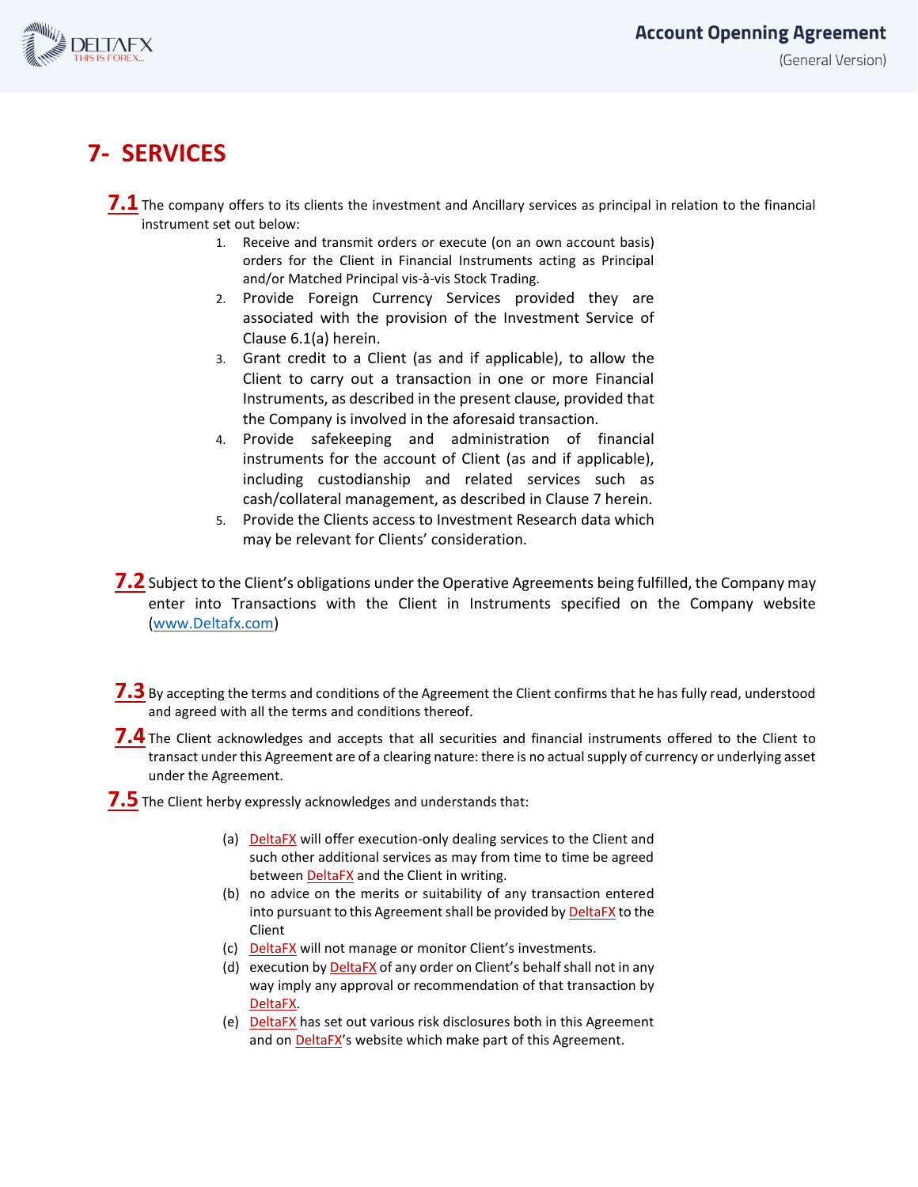# 7- SERVICES

**7.1** The company offers to its clients the investment and Ancillary services as principal in relation to the financial instrument set out below:

1. Receive and transmit orders or execute (on an own account basis) orders for the Client in Financial Instruments acting as Principal and/or Matched Principal vis-à-vis Stock Trading.
2. Provide Foreign Currency Services provided they are associated with the provision of the Investment Service of Clause 6.1(a) herein.
3. Grant credit to a Client (as and if applicable), to allow the Client to carry out a transaction in one or more Financial Instruments, as described in the present clause, provided that the Company is involved in the aforesaid transaction.
4. Provide safekeeping and administration of financial instruments for the account of Client (as and if applicable), including custodianship and related services such as cash/collateral management, as described in Clause 7 herein.
5. Provide the Clients access to Investment Research data which may be relevant for Clients' consideration.

**7.2** Subject to the Client's obligations under the Operative Agreements being fulfilled, the Company may enter into Transactions with the Client in Instruments specified on the Company website (www.Deltafx.com)

**7.3** By accepting the terms and conditions of the Agreement the Client confirms that he has fully read, understood and agreed with all the terms and conditions thereof.

**7.4** The Client acknowledges and accepts that all securities and financial instruments offered to the Client to transact under this Agreement are of a clearing nature: there is no actual supply of currency or underlying asset under the Agreement.

**7.5** The Client herby expressly acknowledges and understands that:

(a) DeltaFX will offer execution-only dealing services to the Client and such other additional services as may from time to time be agreed between DeltaFX and the Client in writing.

(b) no advice on the merits or suitability of any transaction entered into pursuant to this Agreement shall be provided by DeltaFX to the Client

(c) DeltaFX will not manage or monitor Client's investments.

(d) execution by DeltaFX of any order on Client's behalf shall not in any way imply any approval or recommendation of that transaction by DeltaFX.

(e) DeltaFX has set out various risk disclosures both in this Agreement and on DeltaFX's website which make part of this Agreement.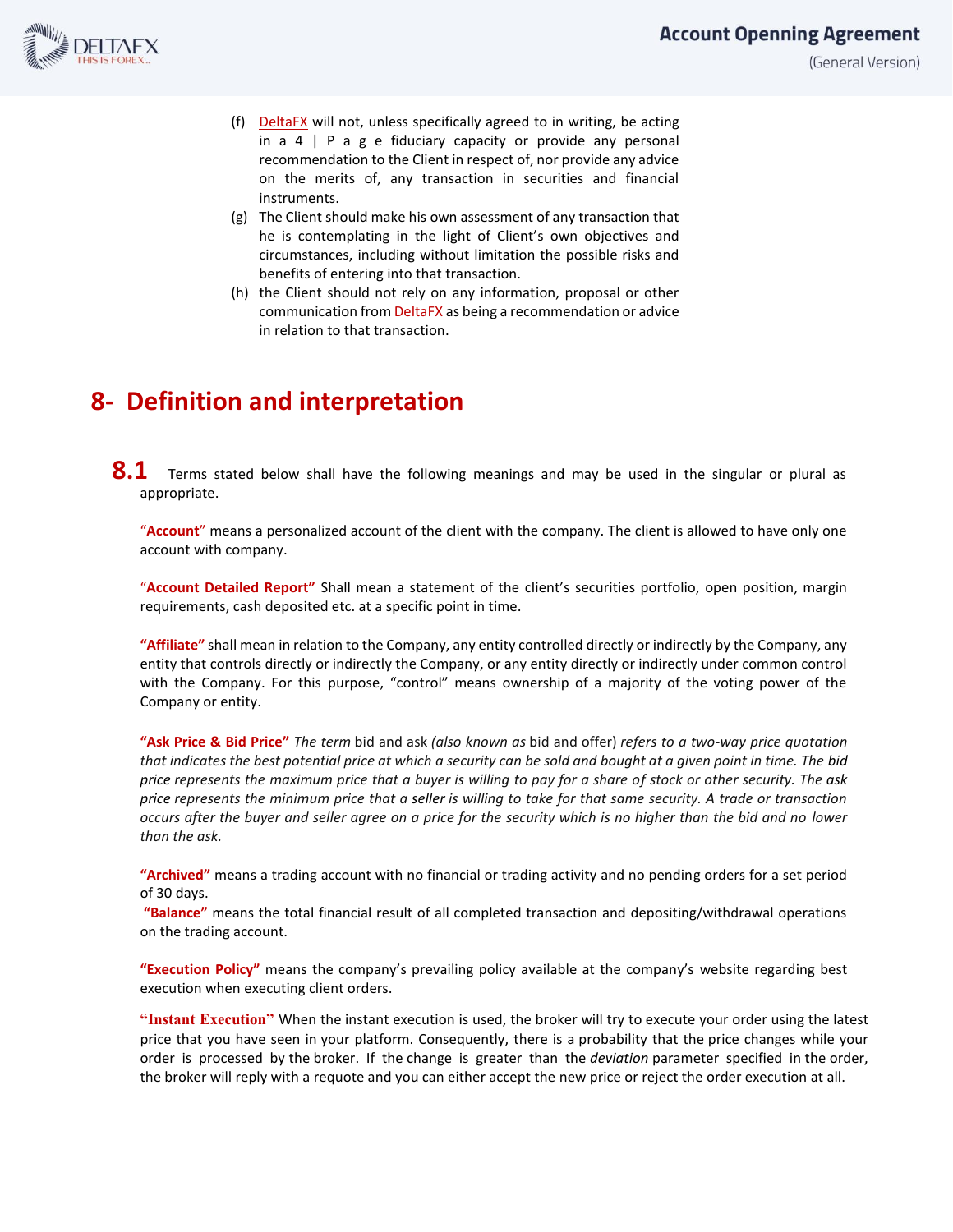(f) DeltaFX will not, unless specifically agreed to in writing, be acting in a 4 | P a g e fiduciary capacity or provide any personal recommendation to the Client in respect of, nor provide any advice on the merits of, any transaction in securities and financial instruments.

(g) The Client should make his own assessment of any transaction that he is contemplating in the light of Client's own objectives and circumstances, including without limitation the possible risks and benefits of entering into that transaction.

(h) the Client should not rely on any information, proposal or other communication from DeltaFX as being a recommendation or advice in relation to that transaction.

# 8- Definition and interpretation

## 8.1

Terms stated below shall have the following meanings and may be used in the singular or plural as appropriate.

**"Account"** means a personalized account of the client with the company. The client is allowed to have only one account with company.

**"Account Detailed Report"** Shall mean a statement of the client's securities portfolio, open position, margin requirements, cash deposited etc. at a specific point in time.

**"Affiliate"** shall mean in relation to the Company, any entity controlled directly or indirectly by the Company, any entity that controls directly or indirectly the Company, or any entity directly or indirectly under common control with the Company. For this purpose, "control" means ownership of a majority of the voting power of the Company or entity.

**"Ask Price & Bid Price"** *The term* bid and ask *(also known as* bid and offer) *refers to a two-way price quotation that indicates the best potential price at which a security can be sold and bought at a given point in time. The bid price represents the maximum price that a buyer is willing to pay for a share of stock or other security. The ask price represents the minimum price that a seller is willing to take for that same security. A trade or transaction occurs after the buyer and seller agree on a price for the security which is no higher than the bid and no lower than the ask.*

**"Archived"** means a trading account with no financial or trading activity and no pending orders for a set period of 30 days.

**"Balance"** means the total financial result of all completed transaction and depositing/withdrawal operations on the trading account.

**"Execution Policy"** means the company's prevailing policy available at the company's website regarding best execution when executing client orders.

**"Instant Execution"** When the instant execution is used, the broker will try to execute your order using the latest price that you have seen in your platform. Consequently, there is a probability that the price changes while your order is processed by the broker. If the change is greater than the *deviation* parameter specified in the order, the broker will reply with a requote and you can either accept the new price or reject the order execution at all.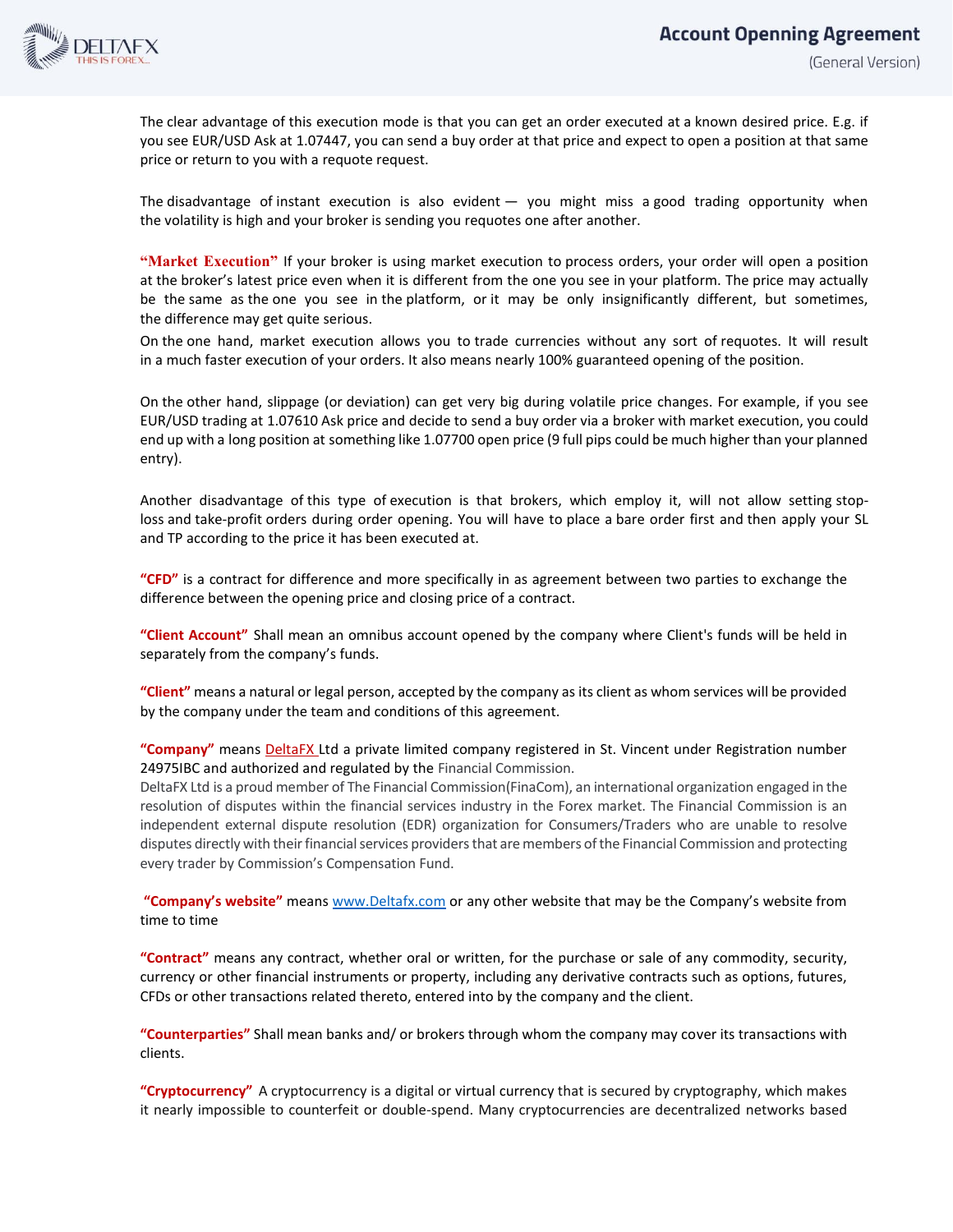The clear advantage of this execution mode is that you can get an order executed at a known desired price. E.g. if you see EUR/USD Ask at 1.07447, you can send a buy order at that price and expect to open a position at that same price or return to you with a requote request.

The disadvantage of instant execution is also evident — you might miss a good trading opportunity when the volatility is high and your broker is sending you requotes one after another.

**“Market Execution”** If your broker is using market execution to process orders, your order will open a position at the broker’s latest price even when it is different from the one you see in your platform. The price may actually be the same as the one you see in the platform, or it may be only insignificantly different, but sometimes, the difference may get quite serious.

On the one hand, market execution allows you to trade currencies without any sort of requotes. It will result in a much faster execution of your orders. It also means nearly 100% guaranteed opening of the position.

On the other hand, slippage (or deviation) can get very big during volatile price changes. For example, if you see EUR/USD trading at 1.07610 Ask price and decide to send a buy order via a broker with market execution, you could end up with a long position at something like 1.07700 open price (9 full pips could be much higher than your planned entry).

Another disadvantage of this type of execution is that brokers, which employ it, will not allow setting stop-loss and take-profit orders during order opening. You will have to place a bare order first and then apply your SL and TP according to the price it has been executed at.

**“CFD”** is a contract for difference and more specifically in as agreement between two parties to exchange the difference between the opening price and closing price of a contract.

**“Client Account”** Shall mean an omnibus account opened by the company where Client's funds will be held in separately from the company’s funds.

**“Client”** means a natural or legal person, accepted by the company as its client as whom services will be provided by the company under the team and conditions of this agreement.

**“Company”** means DeltaFX Ltd a private limited company registered in St. Vincent under Registration number 24975IBC and authorized and regulated by the Financial Commission.
DeltaFX Ltd is a proud member of The Financial Commission(FinaCom), an international organization engaged in the resolution of disputes within the financial services industry in the Forex market. The Financial Commission is an independent external dispute resolution (EDR) organization for Consumers/Traders who are unable to resolve disputes directly with their financial services providers that are members of the Financial Commission and protecting every trader by Commission’s Compensation Fund.

**“Company’s website”** means www.Deltafx.com or any other website that may be the Company’s website from time to time

**“Contract”** means any contract, whether oral or written, for the purchase or sale of any commodity, security, currency or other financial instruments or property, including any derivative contracts such as options, futures, CFDs or other transactions related thereto, entered into by the company and the client.

**“Counterparties”** Shall mean banks and/ or brokers through whom the company may cover its transactions with clients.

**“Cryptocurrency”** A cryptocurrency is a digital or virtual currency that is secured by cryptography, which makes it nearly impossible to counterfeit or double-spend. Many cryptocurrencies are decentralized networks based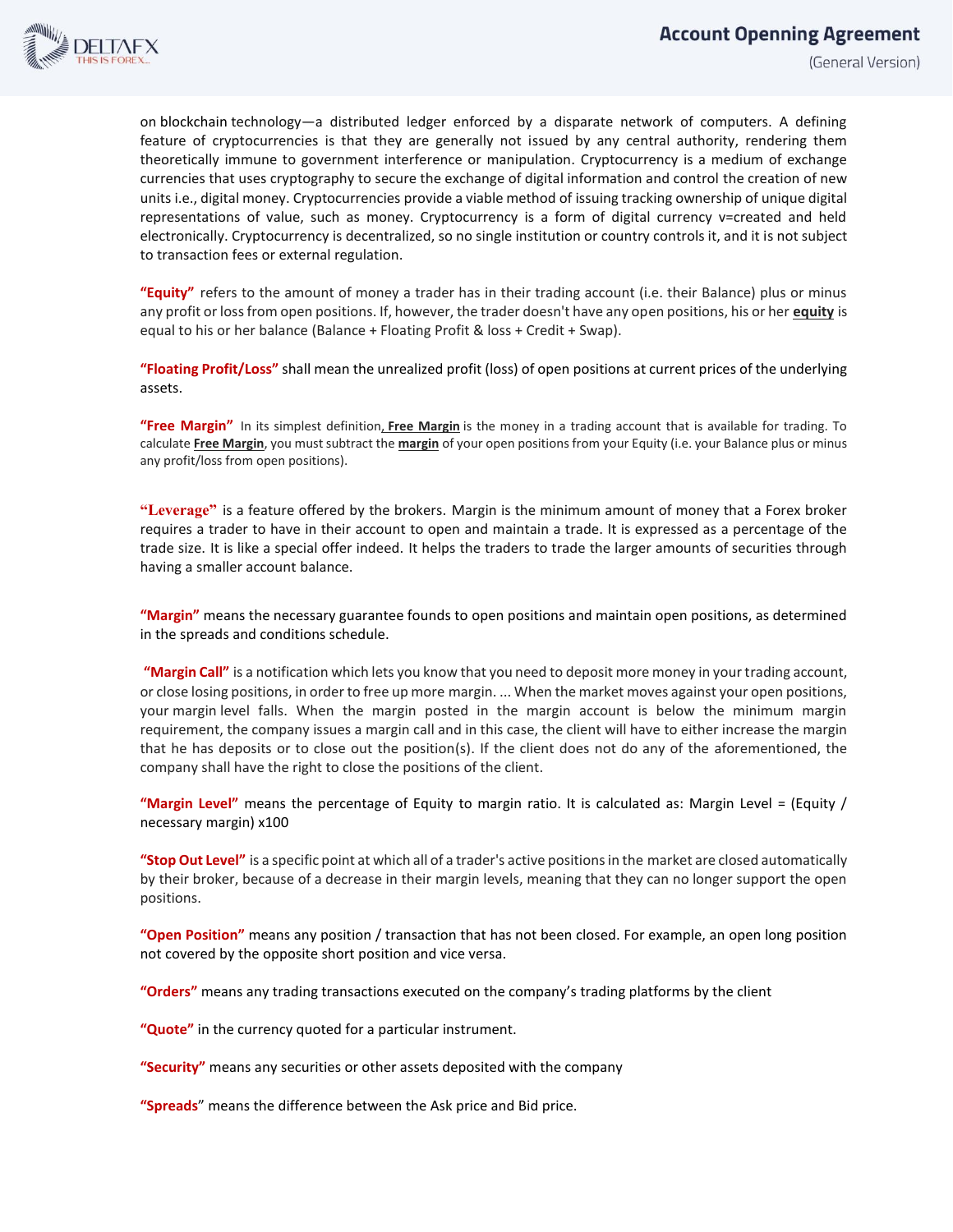on blockchain technology—a distributed ledger enforced by a disparate network of computers. A defining feature of cryptocurrencies is that they are generally not issued by any central authority, rendering them theoretically immune to government interference or manipulation. Cryptocurrency is a medium of exchange currencies that uses cryptography to secure the exchange of digital information and control the creation of new units i.e., digital money. Cryptocurrencies provide a viable method of issuing tracking ownership of unique digital representations of value, such as money. Cryptocurrency is a form of digital currency v=created and held electronically. Cryptocurrency is decentralized, so no single institution or country controls it, and it is not subject to transaction fees or external regulation.

**"Equity"** refers to the amount of money a trader has in their trading account (i.e. their Balance) plus or minus any profit or loss from open positions. If, however, the trader doesn't have any open positions, his or her **equity** is equal to his or her balance (Balance + Floating Profit & loss + Credit + Swap).

**"Floating Profit/Loss"** shall mean the unrealized profit (loss) of open positions at current prices of the underlying assets.

**"Free Margin"** In its simplest definition, **Free Margin** is the money in a trading account that is available for trading. To calculate **Free Margin**, you must subtract the **margin** of your open positions from your Equity (i.e. your Balance plus or minus any profit/loss from open positions).

**"Leverage"** is a feature offered by the brokers. Margin is the minimum amount of money that a Forex broker requires a trader to have in their account to open and maintain a trade. It is expressed as a percentage of the trade size. It is like a special offer indeed. It helps the traders to trade the larger amounts of securities through having a smaller account balance.

**"Margin"** means the necessary guarantee founds to open positions and maintain open positions, as determined in the spreads and conditions schedule.

**"Margin Call"** is a notification which lets you know that you need to deposit more money in your trading account, or close losing positions, in order to free up more margin. ... When the market moves against your open positions, your margin level falls. When the margin posted in the margin account is below the minimum margin requirement, the company issues a margin call and in this case, the client will have to either increase the margin that he has deposits or to close out the position(s). If the client does not do any of the aforementioned, the company shall have the right to close the positions of the client.

**"Margin Level"** means the percentage of Equity to margin ratio. It is calculated as: Margin Level = (Equity / necessary margin) x100

**"Stop Out Level"** is a specific point at which all of a trader's active positions in the market are closed automatically by their broker, because of a decrease in their margin levels, meaning that they can no longer support the open positions.

**"Open Position"** means any position / transaction that has not been closed. For example, an open long position not covered by the opposite short position and vice versa.

**"Orders"** means any trading transactions executed on the company's trading platforms by the client

**"Quote"** in the currency quoted for a particular instrument.

**"Security"** means any securities or other assets deposited with the company

**"Spreads"** means the difference between the Ask price and Bid price.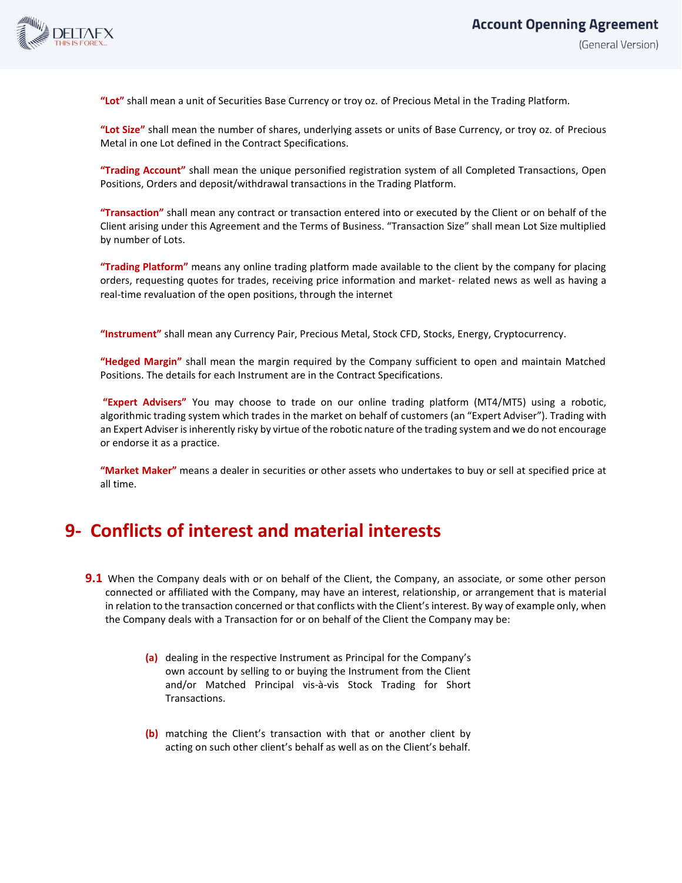**"Lot"** shall mean a unit of Securities Base Currency or troy oz. of Precious Metal in the Trading Platform.

**"Lot Size"** shall mean the number of shares, underlying assets or units of Base Currency, or troy oz. of Precious Metal in one Lot defined in the Contract Specifications.

**"Trading Account"** shall mean the unique personified registration system of all Completed Transactions, Open Positions, Orders and deposit/withdrawal transactions in the Trading Platform.

**"Transaction"** shall mean any contract or transaction entered into or executed by the Client or on behalf of the Client arising under this Agreement and the Terms of Business. "Transaction Size" shall mean Lot Size multiplied by number of Lots.

**"Trading Platform"** means any online trading platform made available to the client by the company for placing orders, requesting quotes for trades, receiving price information and market- related news as well as having a real-time revaluation of the open positions, through the internet

**"Instrument"** shall mean any Currency Pair, Precious Metal, Stock CFD, Stocks, Energy, Cryptocurrency.

**"Hedged Margin"** shall mean the margin required by the Company sufficient to open and maintain Matched Positions. The details for each Instrument are in the Contract Specifications.

**"Expert Advisers"** You may choose to trade on our online trading platform (MT4/MT5) using a robotic, algorithmic trading system which trades in the market on behalf of customers (an "Expert Adviser"). Trading with an Expert Adviser is inherently risky by virtue of the robotic nature of the trading system and we do not encourage or endorse it as a practice.

**"Market Maker"** means a dealer in securities or other assets who undertakes to buy or sell at specified price at all time.

# 9- Conflicts of interest and material interests

**9.1** When the Company deals with or on behalf of the Client, the Company, an associate, or some other person connected or affiliated with the Company, may have an interest, relationship, or arrangement that is material in relation to the transaction concerned or that conflicts with the Client's interest. By way of example only, when the Company deals with a Transaction for or on behalf of the Client the Company may be:

- **(a)** dealing in the respective Instrument as Principal for the Company's own account by selling to or buying the Instrument from the Client and/or Matched Principal vis-à-vis Stock Trading for Short Transactions.

- **(b)** matching the Client's transaction with that or another client by acting on such other client's behalf as well as on the Client's behalf.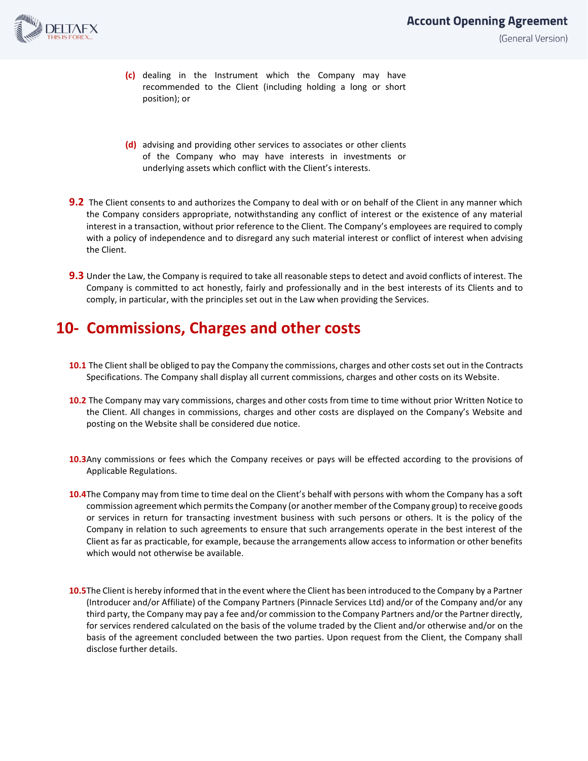**(c)** dealing in the Instrument which the Company may have recommended to the Client (including holding a long or short position); or

**(d)** advising and providing other services to associates or other clients of the Company who may have interests in investments or underlying assets which conflict with the Client's interests.

**9.2** The Client consents to and authorizes the Company to deal with or on behalf of the Client in any manner which the Company considers appropriate, notwithstanding any conflict of interest or the existence of any material interest in a transaction, without prior reference to the Client. The Company's employees are required to comply with a policy of independence and to disregard any such material interest or conflict of interest when advising the Client.

**9.3** Under the Law, the Company is required to take all reasonable steps to detect and avoid conflicts of interest. The Company is committed to act honestly, fairly and professionally and in the best interests of its Clients and to comply, in particular, with the principles set out in the Law when providing the Services.

## 10- Commissions, Charges and other costs

**10.1** The Client shall be obliged to pay the Company the commissions, charges and other costs set out in the Contracts Specifications. The Company shall display all current commissions, charges and other costs on its Website.

**10.2** The Company may vary commissions, charges and other costs from time to time without prior Written Notice to the Client. All changes in commissions, charges and other costs are displayed on the Company's Website and posting on the Website shall be considered due notice.

**10.3** Any commissions or fees which the Company receives or pays will be effected according to the provisions of Applicable Regulations.

**10.4** The Company may from time to time deal on the Client's behalf with persons with whom the Company has a soft commission agreement which permits the Company (or another member of the Company group) to receive goods or services in return for transacting investment business with such persons or others. It is the policy of the Company in relation to such agreements to ensure that such arrangements operate in the best interest of the Client as far as practicable, for example, because the arrangements allow access to information or other benefits which would not otherwise be available.

**10.5** The Client is hereby informed that in the event where the Client has been introduced to the Company by a Partner (Introducer and/or Affiliate) of the Company Partners (Pinnacle Services Ltd) and/or of the Company and/or any third party, the Company may pay a fee and/or commission to the Company Partners and/or the Partner directly, for services rendered calculated on the basis of the volume traded by the Client and/or otherwise and/or on the basis of the agreement concluded between the two parties. Upon request from the Client, the Company shall disclose further details.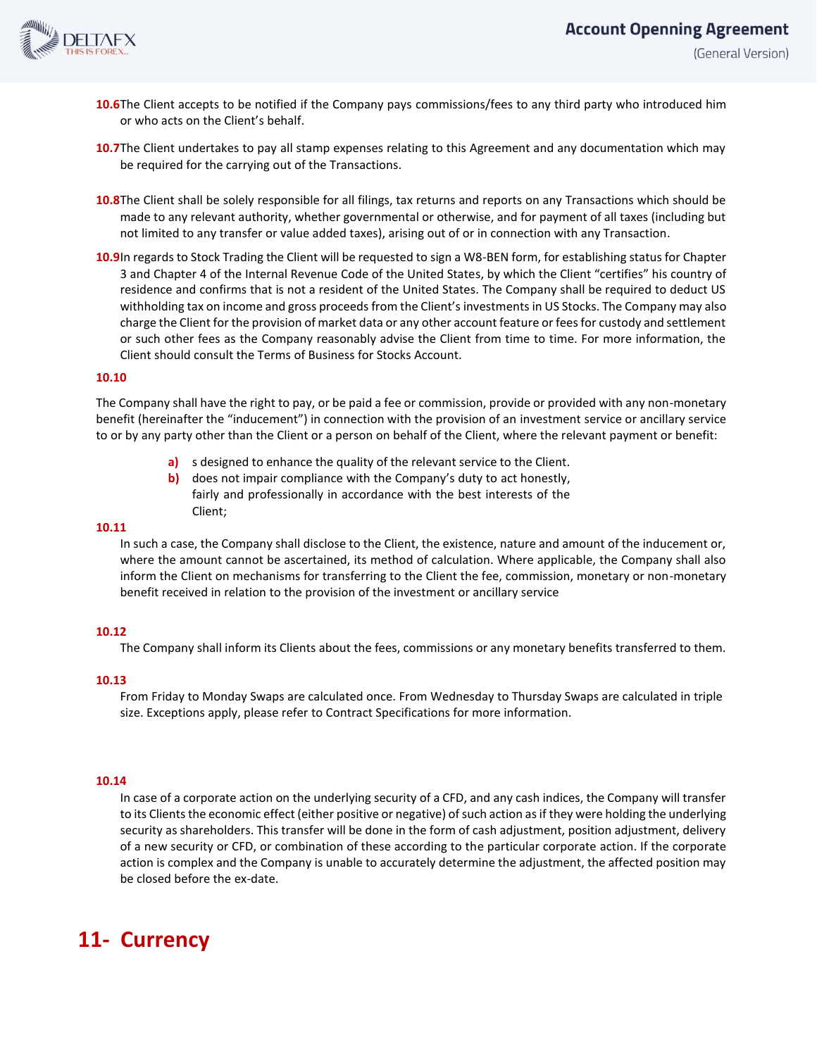**10.6** The Client accepts to be notified if the Company pays commissions/fees to any third party who introduced him or who acts on the Client's behalf.

**10.7** The Client undertakes to pay all stamp expenses relating to this Agreement and any documentation which may be required for the carrying out of the Transactions.

**10.8** The Client shall be solely responsible for all filings, tax returns and reports on any Transactions which should be made to any relevant authority, whether governmental or otherwise, and for payment of all taxes (including but not limited to any transfer or value added taxes), arising out of or in connection with any Transaction.

**10.9** In regards to Stock Trading the Client will be requested to sign a W8-BEN form, for establishing status for Chapter 3 and Chapter 4 of the Internal Revenue Code of the United States, by which the Client "certifies" his country of residence and confirms that is not a resident of the United States. The Company shall be required to deduct US withholding tax on income and gross proceeds from the Client's investments in US Stocks. The Company may also charge the Client for the provision of market data or any other account feature or fees for custody and settlement or such other fees as the Company reasonably advise the Client from time to time. For more information, the Client should consult the Terms of Business for Stocks Account.

**10.10**

The Company shall have the right to pay, or be paid a fee or commission, provide or provided with any non-monetary benefit (hereinafter the "inducement") in connection with the provision of an investment service or ancillary service to or by any party other than the Client or a person on behalf of the Client, where the relevant payment or benefit:

- **a)** s designed to enhance the quality of the relevant service to the Client.
- **b)** does not impair compliance with the Company's duty to act honestly, fairly and professionally in accordance with the best interests of the Client;

**10.11**

In such a case, the Company shall disclose to the Client, the existence, nature and amount of the inducement or, where the amount cannot be ascertained, its method of calculation. Where applicable, the Company shall also inform the Client on mechanisms for transferring to the Client the fee, commission, monetary or non-monetary benefit received in relation to the provision of the investment or ancillary service

**10.12**

The Company shall inform its Clients about the fees, commissions or any monetary benefits transferred to them.

**10.13**

From Friday to Monday Swaps are calculated once. From Wednesday to Thursday Swaps are calculated in triple size. Exceptions apply, please refer to Contract Specifications for more information.

**10.14**

In case of a corporate action on the underlying security of a CFD, and any cash indices, the Company will transfer to its Clients the economic effect (either positive or negative) of such action as if they were holding the underlying security as shareholders. This transfer will be done in the form of cash adjustment, position adjustment, delivery of a new security or CFD, or combination of these according to the particular corporate action. If the corporate action is complex and the Company is unable to accurately determine the adjustment, the affected position may be closed before the ex-date.

# 11- Currency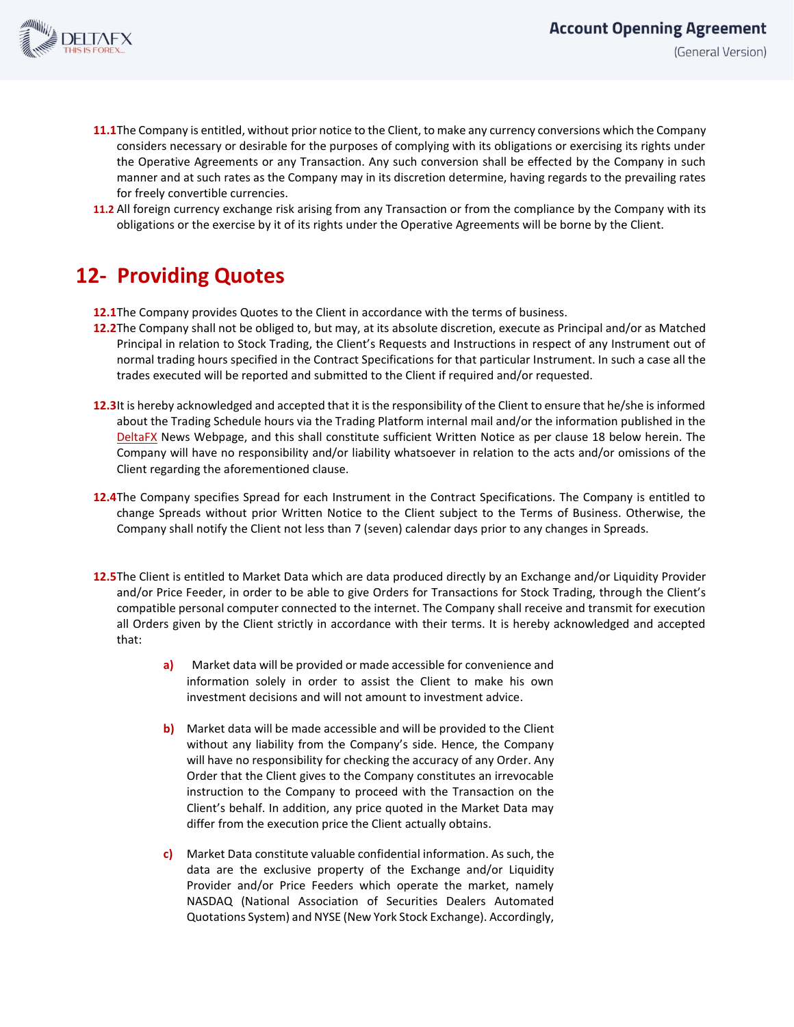**11.1** The Company is entitled, without prior notice to the Client, to make any currency conversions which the Company considers necessary or desirable for the purposes of complying with its obligations or exercising its rights under the Operative Agreements or any Transaction. Any such conversion shall be effected by the Company in such manner and at such rates as the Company may in its discretion determine, having regards to the prevailing rates for freely convertible currencies.

**11.2** All foreign currency exchange risk arising from any Transaction or from the compliance by the Company with its obligations or the exercise by it of its rights under the Operative Agreements will be borne by the Client.

## 12- Providing Quotes

**12.1** The Company provides Quotes to the Client in accordance with the terms of business.

**12.2** The Company shall not be obliged to, but may, at its absolute discretion, execute as Principal and/or as Matched Principal in relation to Stock Trading, the Client's Requests and Instructions in respect of any Instrument out of normal trading hours specified in the Contract Specifications for that particular Instrument. In such a case all the trades executed will be reported and submitted to the Client if required and/or requested.

**12.3** It is hereby acknowledged and accepted that it is the responsibility of the Client to ensure that he/she is informed about the Trading Schedule hours via the Trading Platform internal mail and/or the information published in the DeltaFX News Webpage, and this shall constitute sufficient Written Notice as per clause 18 below herein. The Company will have no responsibility and/or liability whatsoever in relation to the acts and/or omissions of the Client regarding the aforementioned clause.

**12.4** The Company specifies Spread for each Instrument in the Contract Specifications. The Company is entitled to change Spreads without prior Written Notice to the Client subject to the Terms of Business. Otherwise, the Company shall notify the Client not less than 7 (seven) calendar days prior to any changes in Spreads.

**12.5** The Client is entitled to Market Data which are data produced directly by an Exchange and/or Liquidity Provider and/or Price Feeder, in order to be able to give Orders for Transactions for Stock Trading, through the Client's compatible personal computer connected to the internet. The Company shall receive and transmit for execution all Orders given by the Client strictly in accordance with their terms. It is hereby acknowledged and accepted that:

**a)** Market data will be provided or made accessible for convenience and information solely in order to assist the Client to make his own investment decisions and will not amount to investment advice.

**b)** Market data will be made accessible and will be provided to the Client without any liability from the Company's side. Hence, the Company will have no responsibility for checking the accuracy of any Order. Any Order that the Client gives to the Company constitutes an irrevocable instruction to the Company to proceed with the Transaction on the Client's behalf. In addition, any price quoted in the Market Data may differ from the execution price the Client actually obtains.

**c)** Market Data constitute valuable confidential information. As such, the data are the exclusive property of the Exchange and/or Liquidity Provider and/or Price Feeders which operate the market, namely NASDAQ (National Association of Securities Dealers Automated Quotations System) and NYSE (New York Stock Exchange). Accordingly,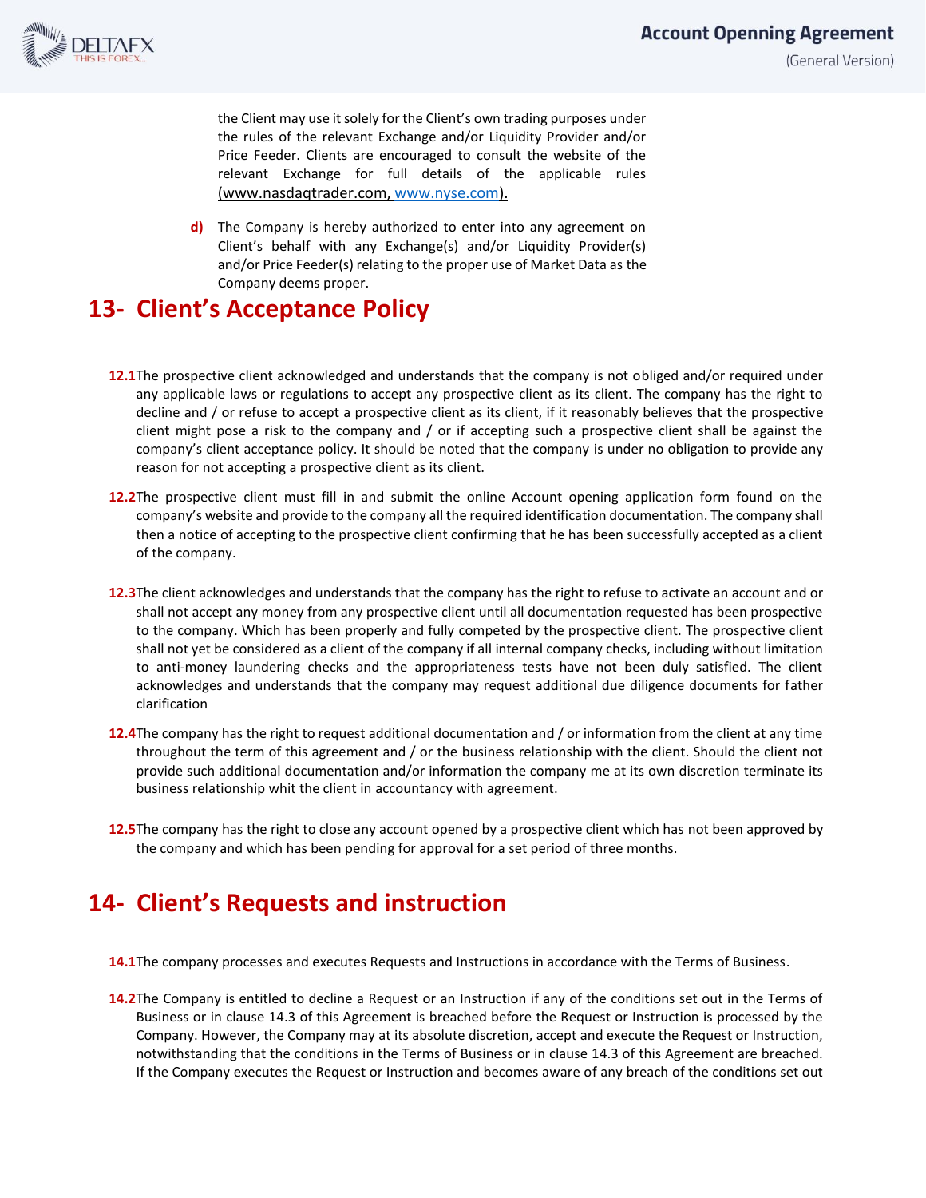the Client may use it solely for the Client's own trading purposes under the rules of the relevant Exchange and/or Liquidity Provider and/or Price Feeder. Clients are encouraged to consult the website of the relevant Exchange for full details of the applicable rules (www.nasdaqtrader.com, www.nyse.com).

**d)** The Company is hereby authorized to enter into any agreement on Client's behalf with any Exchange(s) and/or Liquidity Provider(s) and/or Price Feeder(s) relating to the proper use of Market Data as the Company deems proper.

## 13- Client's Acceptance Policy

**12.1** The prospective client acknowledged and understands that the company is not obliged and/or required under any applicable laws or regulations to accept any prospective client as its client. The company has the right to decline and / or refuse to accept a prospective client as its client, if it reasonably believes that the prospective client might pose a risk to the company and / or if accepting such a prospective client shall be against the company's client acceptance policy. It should be noted that the company is under no obligation to provide any reason for not accepting a prospective client as its client.

**12.2** The prospective client must fill in and submit the online Account opening application form found on the company's website and provide to the company all the required identification documentation. The company shall then a notice of accepting to the prospective client confirming that he has been successfully accepted as a client of the company.

**12.3** The client acknowledges and understands that the company has the right to refuse to activate an account and or shall not accept any money from any prospective client until all documentation requested has been prospective to the company. Which has been properly and fully competed by the prospective client. The prospective client shall not yet be considered as a client of the company if all internal company checks, including without limitation to anti-money laundering checks and the appropriateness tests have not been duly satisfied. The client acknowledges and understands that the company may request additional due diligence documents for father clarification

**12.4** The company has the right to request additional documentation and / or information from the client at any time throughout the term of this agreement and / or the business relationship with the client. Should the client not provide such additional documentation and/or information the company me at its own discretion terminate its business relationship whit the client in accountancy with agreement.

**12.5** The company has the right to close any account opened by a prospective client which has not been approved by the company and which has been pending for approval for a set period of three months.

## 14- Client's Requests and instruction

**14.1** The company processes and executes Requests and Instructions in accordance with the Terms of Business.

**14.2** The Company is entitled to decline a Request or an Instruction if any of the conditions set out in the Terms of Business or in clause 14.3 of this Agreement is breached before the Request or Instruction is processed by the Company. However, the Company may at its absolute discretion, accept and execute the Request or Instruction, notwithstanding that the conditions in the Terms of Business or in clause 14.3 of this Agreement are breached. If the Company executes the Request or Instruction and becomes aware of any breach of the conditions set out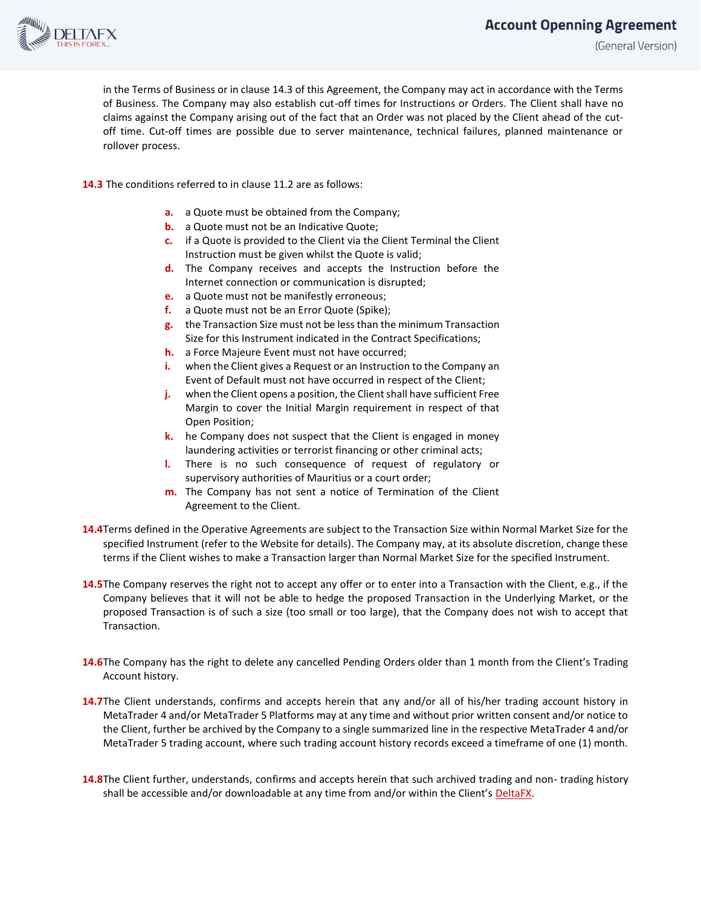in the Terms of Business or in clause 14.3 of this Agreement, the Company may act in accordance with the Terms of Business. The Company may also establish cut-off times for Instructions or Orders. The Client shall have no claims against the Company arising out of the fact that an Order was not placed by the Client ahead of the cut-off time. Cut-off times are possible due to server maintenance, technical failures, planned maintenance or rollover process.

**14.3** The conditions referred to in clause 11.2 are as follows:

- **a.** a Quote must be obtained from the Company;
- **b.** a Quote must not be an Indicative Quote;
- **c.** if a Quote is provided to the Client via the Client Terminal the Client Instruction must be given whilst the Quote is valid;
- **d.** The Company receives and accepts the Instruction before the Internet connection or communication is disrupted;
- **e.** a Quote must not be manifestly erroneous;
- **f.** a Quote must not be an Error Quote (Spike);
- **g.** the Transaction Size must not be less than the minimum Transaction Size for this Instrument indicated in the Contract Specifications;
- **h.** a Force Majeure Event must not have occurred;
- **i.** when the Client gives a Request or an Instruction to the Company an Event of Default must not have occurred in respect of the Client;
- **j.** when the Client opens a position, the Client shall have sufficient Free Margin to cover the Initial Margin requirement in respect of that Open Position;
- **k.** he Company does not suspect that the Client is engaged in money laundering activities or terrorist financing or other criminal acts;
- **l.** There is no such consequence of request of regulatory or supervisory authorities of Mauritius or a court order;
- **m.** The Company has not sent a notice of Termination of the Client Agreement to the Client.

**14.4** Terms defined in the Operative Agreements are subject to the Transaction Size within Normal Market Size for the specified Instrument (refer to the Website for details). The Company may, at its absolute discretion, change these terms if the Client wishes to make a Transaction larger than Normal Market Size for the specified Instrument.

**14.5** The Company reserves the right not to accept any offer or to enter into a Transaction with the Client, e.g., if the Company believes that it will not be able to hedge the proposed Transaction in the Underlying Market, or the proposed Transaction is of such a size (too small or too large), that the Company does not wish to accept that Transaction.

**14.6** The Company has the right to delete any cancelled Pending Orders older than 1 month from the Client's Trading Account history.

**14.7** The Client understands, confirms and accepts herein that any and/or all of his/her trading account history in MetaTrader 4 and/or MetaTrader 5 Platforms may at any time and without prior written consent and/or notice to the Client, further be archived by the Company to a single summarized line in the respective MetaTrader 4 and/or MetaTrader 5 trading account, where such trading account history records exceed a timeframe of one (1) month.

**14.8** The Client further, understands, confirms and accepts herein that such archived trading and non- trading history shall be accessible and/or downloadable at any time from and/or within the Client's DeltaFX.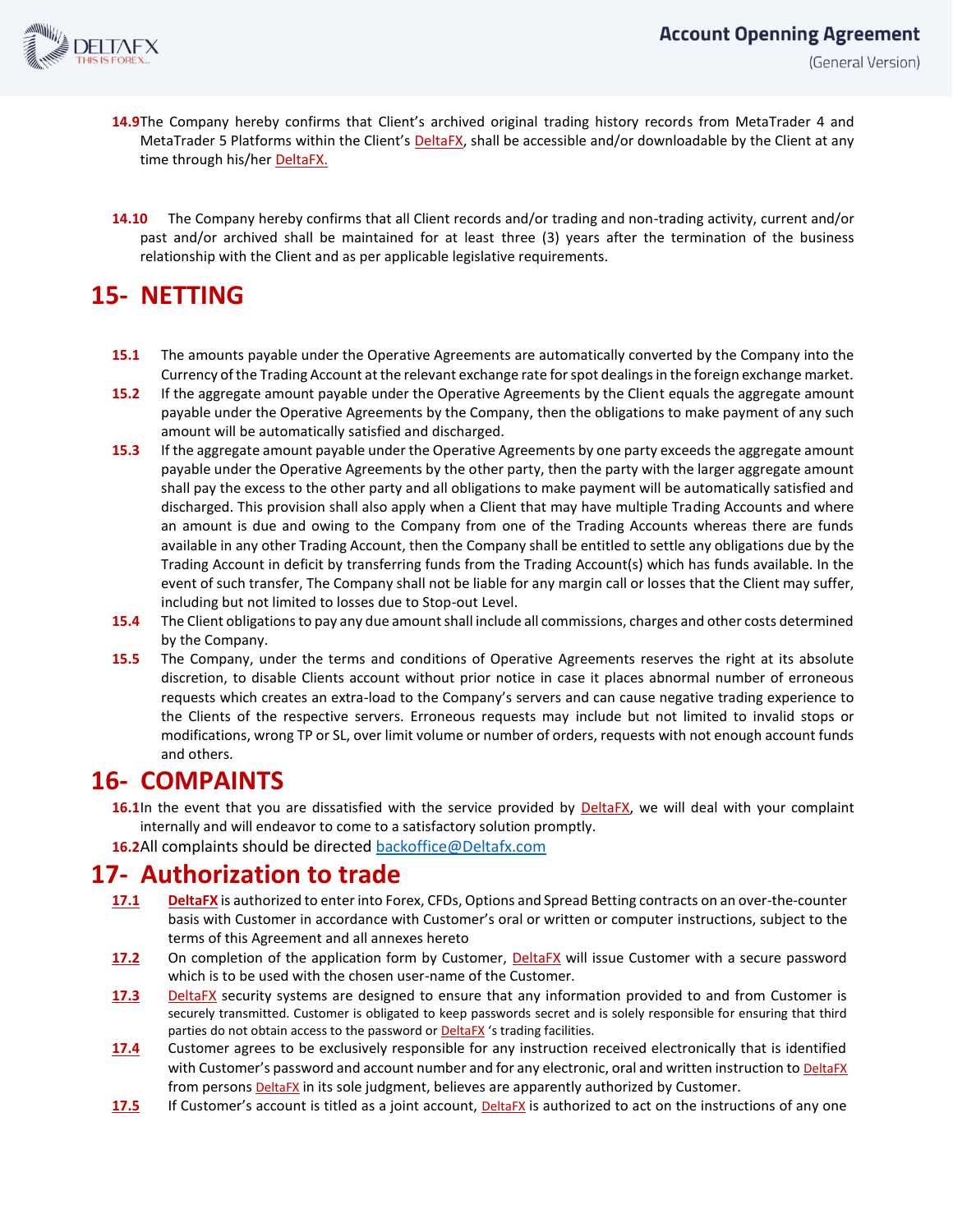**14.9** The Company hereby confirms that Client's archived original trading history records from MetaTrader 4 and MetaTrader 5 Platforms within the Client's DeltaFX, shall be accessible and/or downloadable by the Client at any time through his/her DeltaFX.

**14.10** The Company hereby confirms that all Client records and/or trading and non-trading activity, current and/or past and/or archived shall be maintained for at least three (3) years after the termination of the business relationship with the Client and as per applicable legislative requirements.

# 15- NETTING

**15.1** The amounts payable under the Operative Agreements are automatically converted by the Company into the Currency of the Trading Account at the relevant exchange rate for spot dealings in the foreign exchange market.

**15.2** If the aggregate amount payable under the Operative Agreements by the Client equals the aggregate amount payable under the Operative Agreements by the Company, then the obligations to make payment of any such amount will be automatically satisfied and discharged.

**15.3** If the aggregate amount payable under the Operative Agreements by one party exceeds the aggregate amount payable under the Operative Agreements by the other party, then the party with the larger aggregate amount shall pay the excess to the other party and all obligations to make payment will be automatically satisfied and discharged. This provision shall also apply when a Client that may have multiple Trading Accounts and where an amount is due and owing to the Company from one of the Trading Accounts whereas there are funds available in any other Trading Account, then the Company shall be entitled to settle any obligations due by the Trading Account in deficit by transferring funds from the Trading Account(s) which has funds available. In the event of such transfer, The Company shall not be liable for any margin call or losses that the Client may suffer, including but not limited to losses due to Stop-out Level.

**15.4** The Client obligations to pay any due amount shall include all commissions, charges and other costs determined by the Company.

**15.5** The Company, under the terms and conditions of Operative Agreements reserves the right at its absolute discretion, to disable Clients account without prior notice in case it places abnormal number of erroneous requests which creates an extra-load to the Company's servers and can cause negative trading experience to the Clients of the respective servers. Erroneous requests may include but not limited to invalid stops or modifications, wrong TP or SL, over limit volume or number of orders, requests with not enough account funds and others.

# 16- COMPAINTS

**16.1** In the event that you are dissatisfied with the service provided by DeltaFX, we will deal with your complaint internally and will endeavor to come to a satisfactory solution promptly.

**16.2** All complaints should be directed backoffice@Deltafx.com

# 17- Authorization to trade

**17.1** **DeltaFX** is authorized to enter into Forex, CFDs, Options and Spread Betting contracts on an over-the-counter basis with Customer in accordance with Customer's oral or written or computer instructions, subject to the terms of this Agreement and all annexes hereto

**17.2** On completion of the application form by Customer, DeltaFX will issue Customer with a secure password which is to be used with the chosen user-name of the Customer.

**17.3** DeltaFX security systems are designed to ensure that any information provided to and from Customer is securely transmitted. Customer is obligated to keep passwords secret and is solely responsible for ensuring that third parties do not obtain access to the password or DeltaFX 's trading facilities.

**17.4** Customer agrees to be exclusively responsible for any instruction received electronically that is identified with Customer's password and account number and for any electronic, oral and written instruction to DeltaFX from persons DeltaFX in its sole judgment, believes are apparently authorized by Customer.

**17.5** If Customer's account is titled as a joint account, DeltaFX is authorized to act on the instructions of any one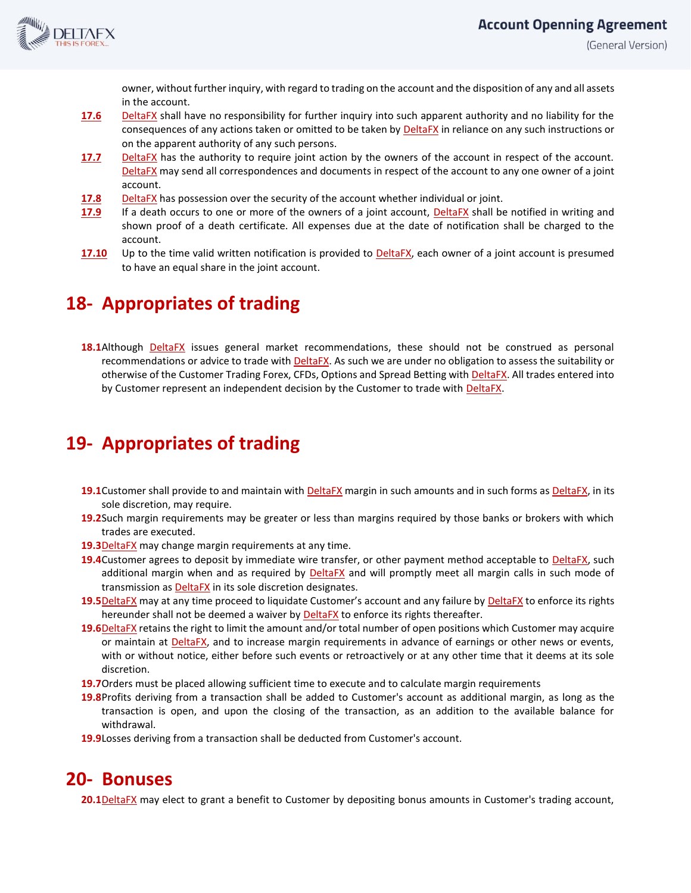owner, without further inquiry, with regard to trading on the account and the disposition of any and all assets in the account.

**17.6** DeltaFX shall have no responsibility for further inquiry into such apparent authority and no liability for the consequences of any actions taken or omitted to be taken by DeltaFX in reliance on any such instructions or on the apparent authority of any such persons.

**17.7** DeltaFX has the authority to require joint action by the owners of the account in respect of the account. DeltaFX may send all correspondences and documents in respect of the account to any one owner of a joint account.

**17.8** DeltaFX has possession over the security of the account whether individual or joint.

**17.9** If a death occurs to one or more of the owners of a joint account, DeltaFX shall be notified in writing and shown proof of a death certificate. All expenses due at the date of notification shall be charged to the account.

**17.10** Up to the time valid written notification is provided to DeltaFX, each owner of a joint account is presumed to have an equal share in the joint account.

## 18- Appropriates of trading

**18.1** Although DeltaFX issues general market recommendations, these should not be construed as personal recommendations or advice to trade with DeltaFX. As such we are under no obligation to assess the suitability or otherwise of the Customer Trading Forex, CFDs, Options and Spread Betting with DeltaFX. All trades entered into by Customer represent an independent decision by the Customer to trade with DeltaFX.

## 19- Appropriates of trading

**19.1** Customer shall provide to and maintain with DeltaFX margin in such amounts and in such forms as DeltaFX, in its sole discretion, may require.

**19.2** Such margin requirements may be greater or less than margins required by those banks or brokers with which trades are executed.

**19.3** DeltaFX may change margin requirements at any time.

**19.4** Customer agrees to deposit by immediate wire transfer, or other payment method acceptable to DeltaFX, such additional margin when and as required by DeltaFX and will promptly meet all margin calls in such mode of transmission as DeltaFX in its sole discretion designates.

**19.5** DeltaFX may at any time proceed to liquidate Customer's account and any failure by DeltaFX to enforce its rights hereunder shall not be deemed a waiver by DeltaFX to enforce its rights thereafter.

**19.6** DeltaFX retains the right to limit the amount and/or total number of open positions which Customer may acquire or maintain at DeltaFX, and to increase margin requirements in advance of earnings or other news or events, with or without notice, either before such events or retroactively or at any other time that it deems at its sole discretion.

**19.7** Orders must be placed allowing sufficient time to execute and to calculate margin requirements

**19.8** Profits deriving from a transaction shall be added to Customer's account as additional margin, as long as the transaction is open, and upon the closing of the transaction, as an addition to the available balance for withdrawal.

**19.9** Losses deriving from a transaction shall be deducted from Customer's account.

## 20- Bonuses

**20.1** DeltaFX may elect to grant a benefit to Customer by depositing bonus amounts in Customer's trading account,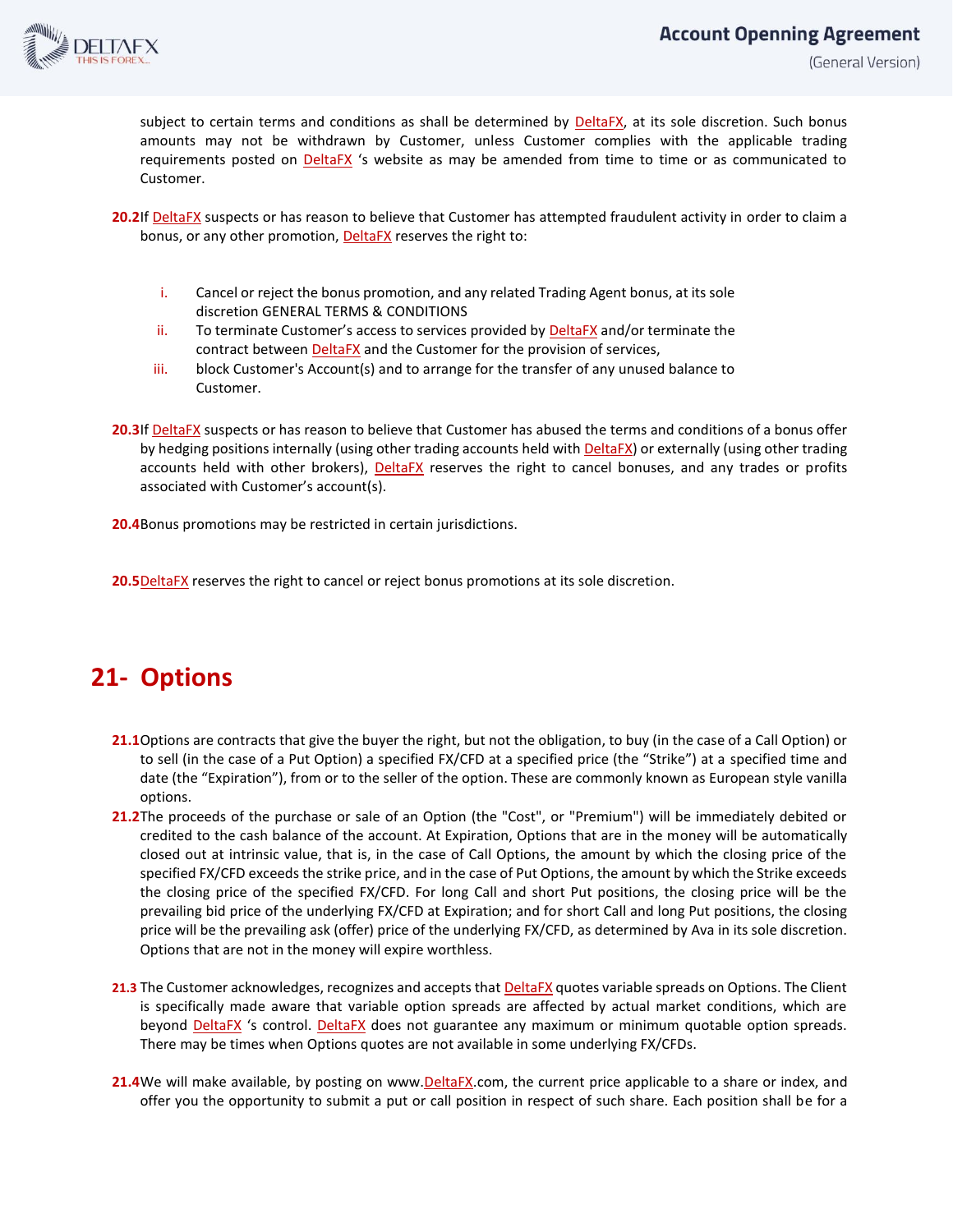subject to certain terms and conditions as shall be determined by DeltaFX, at its sole discretion. Such bonus amounts may not be withdrawn by Customer, unless Customer complies with the applicable trading requirements posted on DeltaFX 's website as may be amended from time to time or as communicated to Customer.

**20.2** If DeltaFX suspects or has reason to believe that Customer has attempted fraudulent activity in order to claim a bonus, or any other promotion, DeltaFX reserves the right to:

i. Cancel or reject the bonus promotion, and any related Trading Agent bonus, at its sole discretion GENERAL TERMS & CONDITIONS
ii. To terminate Customer's access to services provided by DeltaFX and/or terminate the contract between DeltaFX and the Customer for the provision of services,
iii. block Customer's Account(s) and to arrange for the transfer of any unused balance to Customer.

**20.3** If DeltaFX suspects or has reason to believe that Customer has abused the terms and conditions of a bonus offer by hedging positions internally (using other trading accounts held with DeltaFX) or externally (using other trading accounts held with other brokers), DeltaFX reserves the right to cancel bonuses, and any trades or profits associated with Customer's account(s).

**20.4** Bonus promotions may be restricted in certain jurisdictions.

**20.5** DeltaFX reserves the right to cancel or reject bonus promotions at its sole discretion.

# 21- Options

**21.1** Options are contracts that give the buyer the right, but not the obligation, to buy (in the case of a Call Option) or to sell (in the case of a Put Option) a specified FX/CFD at a specified price (the "Strike") at a specified time and date (the "Expiration"), from or to the seller of the option. These are commonly known as European style vanilla options.

**21.2** The proceeds of the purchase or sale of an Option (the "Cost", or "Premium") will be immediately debited or credited to the cash balance of the account. At Expiration, Options that are in the money will be automatically closed out at intrinsic value, that is, in the case of Call Options, the amount by which the closing price of the specified FX/CFD exceeds the strike price, and in the case of Put Options, the amount by which the Strike exceeds the closing price of the specified FX/CFD. For long Call and short Put positions, the closing price will be the prevailing bid price of the underlying FX/CFD at Expiration; and for short Call and long Put positions, the closing price will be the prevailing ask (offer) price of the underlying FX/CFD, as determined by Ava in its sole discretion. Options that are not in the money will expire worthless.

**21.3** The Customer acknowledges, recognizes and accepts that DeltaFX quotes variable spreads on Options. The Client is specifically made aware that variable option spreads are affected by actual market conditions, which are beyond DeltaFX 's control. DeltaFX does not guarantee any maximum or minimum quotable option spreads. There may be times when Options quotes are not available in some underlying FX/CFDs.

**21.4** We will make available, by posting on www.DeltaFX.com, the current price applicable to a share or index, and offer you the opportunity to submit a put or call position in respect of such share. Each position shall be for a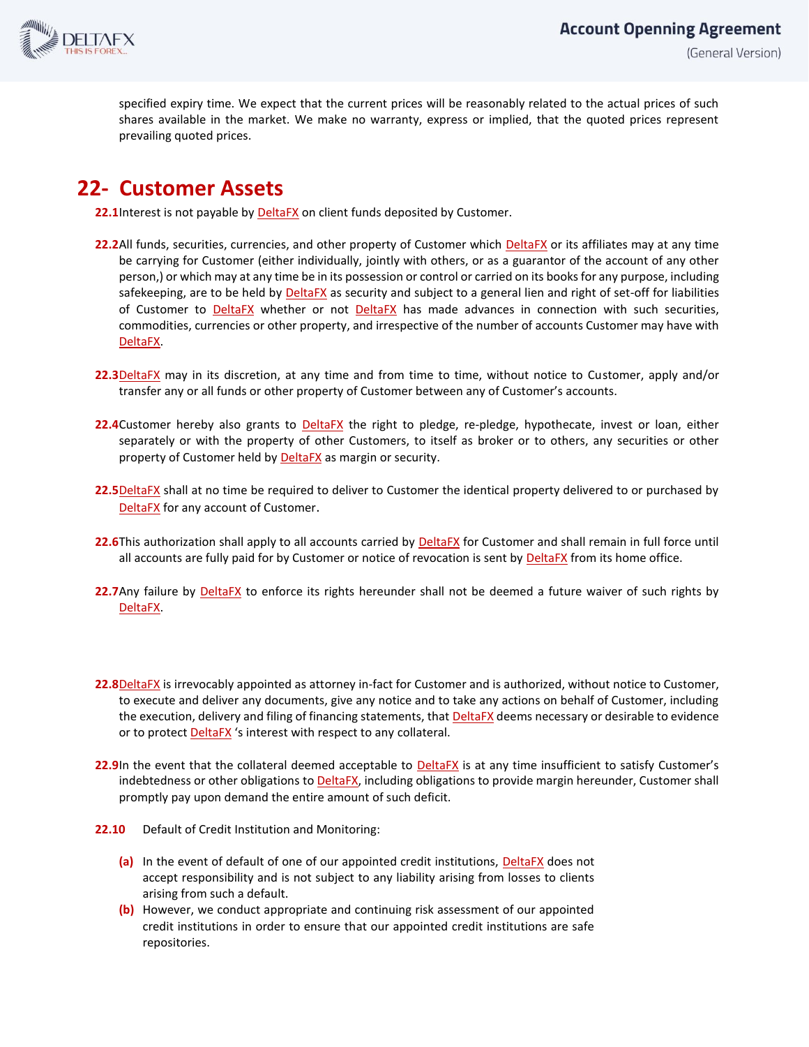specified expiry time. We expect that the current prices will be reasonably related to the actual prices of such shares available in the market. We make no warranty, express or implied, that the quoted prices represent prevailing quoted prices.

## 22- Customer Assets

**22.1** Interest is not payable by DeltaFX on client funds deposited by Customer.

**22.2** All funds, securities, currencies, and other property of Customer which DeltaFX or its affiliates may at any time be carrying for Customer (either individually, jointly with others, or as a guarantor of the account of any other person,) or which may at any time be in its possession or control or carried on its books for any purpose, including safekeeping, are to be held by DeltaFX as security and subject to a general lien and right of set-off for liabilities of Customer to DeltaFX whether or not DeltaFX has made advances in connection with such securities, commodities, currencies or other property, and irrespective of the number of accounts Customer may have with DeltaFX.

**22.3** DeltaFX may in its discretion, at any time and from time to time, without notice to Customer, apply and/or transfer any or all funds or other property of Customer between any of Customer's accounts.

**22.4** Customer hereby also grants to DeltaFX the right to pledge, re-pledge, hypothecate, invest or loan, either separately or with the property of other Customers, to itself as broker or to others, any securities or other property of Customer held by DeltaFX as margin or security.

**22.5** DeltaFX shall at no time be required to deliver to Customer the identical property delivered to or purchased by DeltaFX for any account of Customer.

**22.6** This authorization shall apply to all accounts carried by DeltaFX for Customer and shall remain in full force until all accounts are fully paid for by Customer or notice of revocation is sent by DeltaFX from its home office.

**22.7** Any failure by DeltaFX to enforce its rights hereunder shall not be deemed a future waiver of such rights by DeltaFX.

**22.8** DeltaFX is irrevocably appointed as attorney in-fact for Customer and is authorized, without notice to Customer, to execute and deliver any documents, give any notice and to take any actions on behalf of Customer, including the execution, delivery and filing of financing statements, that DeltaFX deems necessary or desirable to evidence or to protect DeltaFX 's interest with respect to any collateral.

**22.9** In the event that the collateral deemed acceptable to DeltaFX is at any time insufficient to satisfy Customer's indebtedness or other obligations to DeltaFX, including obligations to provide margin hereunder, Customer shall promptly pay upon demand the entire amount of such deficit.

**22.10** Default of Credit Institution and Monitoring:

**(a)** In the event of default of one of our appointed credit institutions, DeltaFX does not accept responsibility and is not subject to any liability arising from losses to clients arising from such a default.

**(b)** However, we conduct appropriate and continuing risk assessment of our appointed credit institutions in order to ensure that our appointed credit institutions are safe repositories.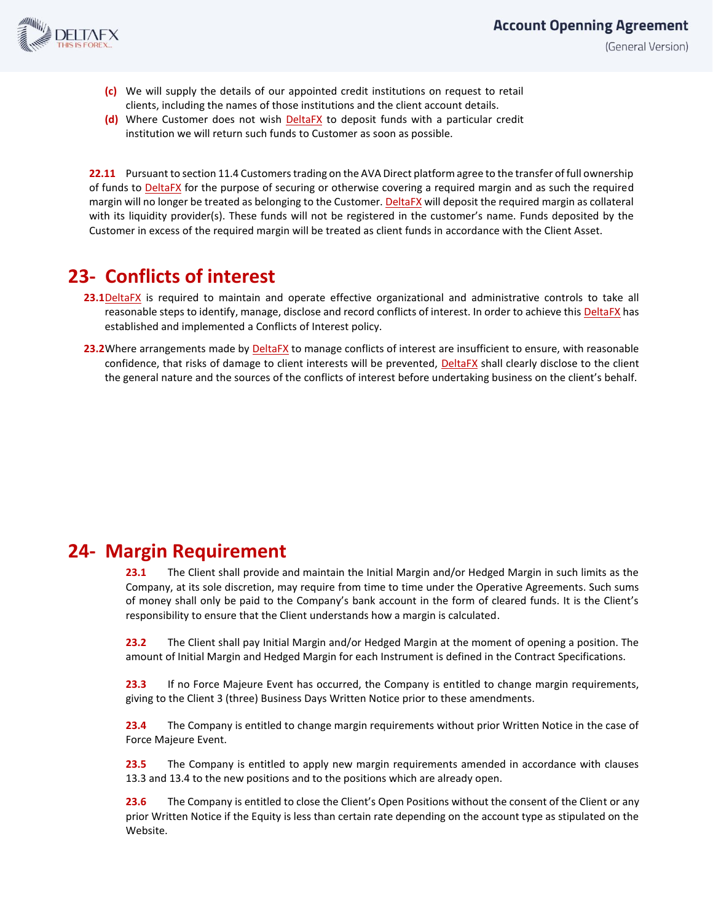(c) We will supply the details of our appointed credit institutions on request to retail clients, including the names of those institutions and the client account details.

(d) Where Customer does not wish DeltaFX to deposit funds with a particular credit institution we will return such funds to Customer as soon as possible.

**22.11** Pursuant to section 11.4 Customers trading on the AVA Direct platform agree to the transfer of full ownership of funds to DeltaFX for the purpose of securing or otherwise covering a required margin and as such the required margin will no longer be treated as belonging to the Customer. DeltaFX will deposit the required margin as collateral with its liquidity provider(s). These funds will not be registered in the customer's name. Funds deposited by the Customer in excess of the required margin will be treated as client funds in accordance with the Client Asset.

# 23- Conflicts of interest

**23.1** DeltaFX is required to maintain and operate effective organizational and administrative controls to take all reasonable steps to identify, manage, disclose and record conflicts of interest. In order to achieve this DeltaFX has established and implemented a Conflicts of Interest policy.

**23.2** Where arrangements made by DeltaFX to manage conflicts of interest are insufficient to ensure, with reasonable confidence, that risks of damage to client interests will be prevented, DeltaFX shall clearly disclose to the client the general nature and the sources of the conflicts of interest before undertaking business on the client's behalf.

# 24- Margin Requirement

**23.1** The Client shall provide and maintain the Initial Margin and/or Hedged Margin in such limits as the Company, at its sole discretion, may require from time to time under the Operative Agreements. Such sums of money shall only be paid to the Company's bank account in the form of cleared funds. It is the Client's responsibility to ensure that the Client understands how a margin is calculated.

**23.2** The Client shall pay Initial Margin and/or Hedged Margin at the moment of opening a position. The amount of Initial Margin and Hedged Margin for each Instrument is defined in the Contract Specifications.

**23.3** If no Force Majeure Event has occurred, the Company is entitled to change margin requirements, giving to the Client 3 (three) Business Days Written Notice prior to these amendments.

**23.4** The Company is entitled to change margin requirements without prior Written Notice in the case of Force Majeure Event.

**23.5** The Company is entitled to apply new margin requirements amended in accordance with clauses 13.3 and 13.4 to the new positions and to the positions which are already open.

**23.6** The Company is entitled to close the Client's Open Positions without the consent of the Client or any prior Written Notice if the Equity is less than certain rate depending on the account type as stipulated on the Website.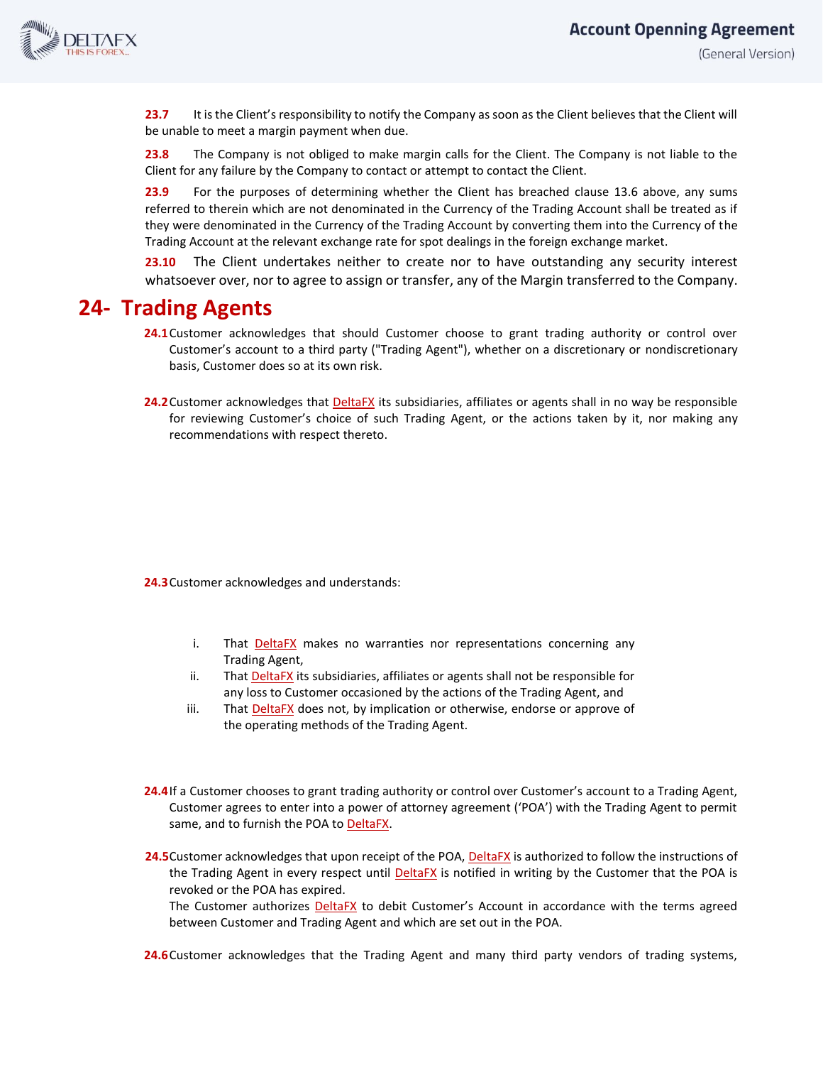**23.7** It is the Client's responsibility to notify the Company as soon as the Client believes that the Client will be unable to meet a margin payment when due.

**23.8** The Company is not obliged to make margin calls for the Client. The Company is not liable to the Client for any failure by the Company to contact or attempt to contact the Client.

**23.9** For the purposes of determining whether the Client has breached clause 13.6 above, any sums referred to therein which are not denominated in the Currency of the Trading Account shall be treated as if they were denominated in the Currency of the Trading Account by converting them into the Currency of the Trading Account at the relevant exchange rate for spot dealings in the foreign exchange market.

**23.10** The Client undertakes neither to create nor to have outstanding any security interest whatsoever over, nor to agree to assign or transfer, any of the Margin transferred to the Company.

# 24- Trading Agents

**24.1** Customer acknowledges that should Customer choose to grant trading authority or control over Customer's account to a third party ("Trading Agent"), whether on a discretionary or nondiscretionary basis, Customer does so at its own risk.

**24.2** Customer acknowledges that DeltaFX its subsidiaries, affiliates or agents shall in no way be responsible for reviewing Customer's choice of such Trading Agent, or the actions taken by it, nor making any recommendations with respect thereto.

**24.3** Customer acknowledges and understands:

i. That DeltaFX makes no warranties nor representations concerning any Trading Agent,
ii. That DeltaFX its subsidiaries, affiliates or agents shall not be responsible for any loss to Customer occasioned by the actions of the Trading Agent, and
iii. That DeltaFX does not, by implication or otherwise, endorse or approve of the operating methods of the Trading Agent.

**24.4** If a Customer chooses to grant trading authority or control over Customer's account to a Trading Agent, Customer agrees to enter into a power of attorney agreement ('POA') with the Trading Agent to permit same, and to furnish the POA to DeltaFX.

**24.5** Customer acknowledges that upon receipt of the POA, DeltaFX is authorized to follow the instructions of the Trading Agent in every respect until DeltaFX is notified in writing by the Customer that the POA is revoked or the POA has expired.
The Customer authorizes DeltaFX to debit Customer's Account in accordance with the terms agreed between Customer and Trading Agent and which are set out in the POA.

**24.6** Customer acknowledges that the Trading Agent and many third party vendors of trading systems,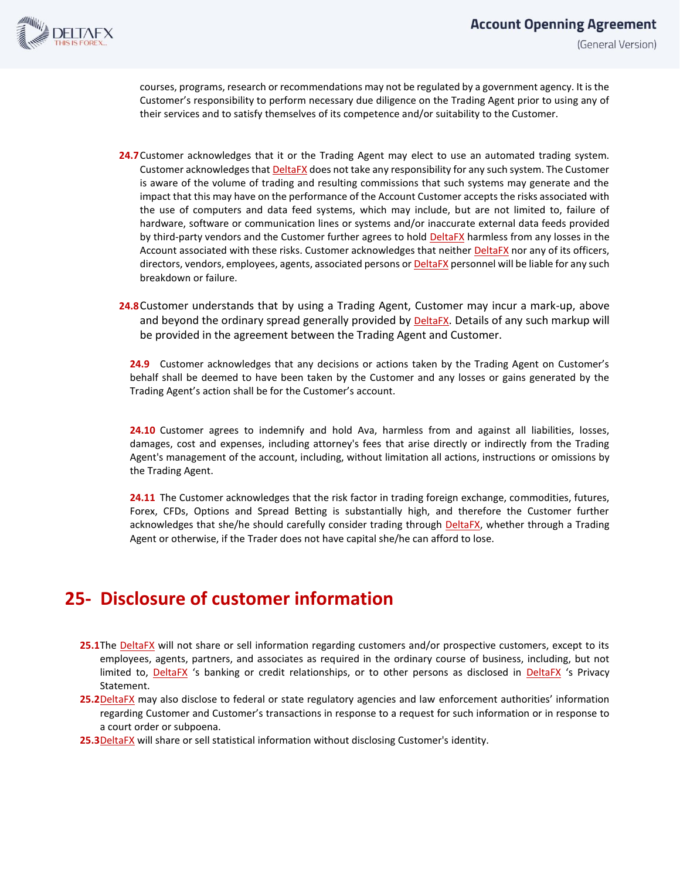courses, programs, research or recommendations may not be regulated by a government agency. It is the Customer's responsibility to perform necessary due diligence on the Trading Agent prior to using any of their services and to satisfy themselves of its competence and/or suitability to the Customer.

**24.7** Customer acknowledges that it or the Trading Agent may elect to use an automated trading system. Customer acknowledges that DeltaFX does not take any responsibility for any such system. The Customer is aware of the volume of trading and resulting commissions that such systems may generate and the impact that this may have on the performance of the Account Customer accepts the risks associated with the use of computers and data feed systems, which may include, but are not limited to, failure of hardware, software or communication lines or systems and/or inaccurate external data feeds provided by third-party vendors and the Customer further agrees to hold DeltaFX harmless from any losses in the Account associated with these risks. Customer acknowledges that neither DeltaFX nor any of its officers, directors, vendors, employees, agents, associated persons or DeltaFX personnel will be liable for any such breakdown or failure.

**24.8** Customer understands that by using a Trading Agent, Customer may incur a mark-up, above and beyond the ordinary spread generally provided by DeltaFX. Details of any such markup will be provided in the agreement between the Trading Agent and Customer.

**24.9** Customer acknowledges that any decisions or actions taken by the Trading Agent on Customer's behalf shall be deemed to have been taken by the Customer and any losses or gains generated by the Trading Agent's action shall be for the Customer's account.

**24.10** Customer agrees to indemnify and hold Ava, harmless from and against all liabilities, losses, damages, cost and expenses, including attorney's fees that arise directly or indirectly from the Trading Agent's management of the account, including, without limitation all actions, instructions or omissions by the Trading Agent.

**24.11** The Customer acknowledges that the risk factor in trading foreign exchange, commodities, futures, Forex, CFDs, Options and Spread Betting is substantially high, and therefore the Customer further acknowledges that she/he should carefully consider trading through DeltaFX, whether through a Trading Agent or otherwise, if the Trader does not have capital she/he can afford to lose.

# 25- Disclosure of customer information

**25.1** The DeltaFX will not share or sell information regarding customers and/or prospective customers, except to its employees, agents, partners, and associates as required in the ordinary course of business, including, but not limited to, DeltaFX 's banking or credit relationships, or to other persons as disclosed in DeltaFX 's Privacy Statement.

**25.2** DeltaFX may also disclose to federal or state regulatory agencies and law enforcement authorities' information regarding Customer and Customer's transactions in response to a request for such information or in response to a court order or subpoena.

**25.3** DeltaFX will share or sell statistical information without disclosing Customer's identity.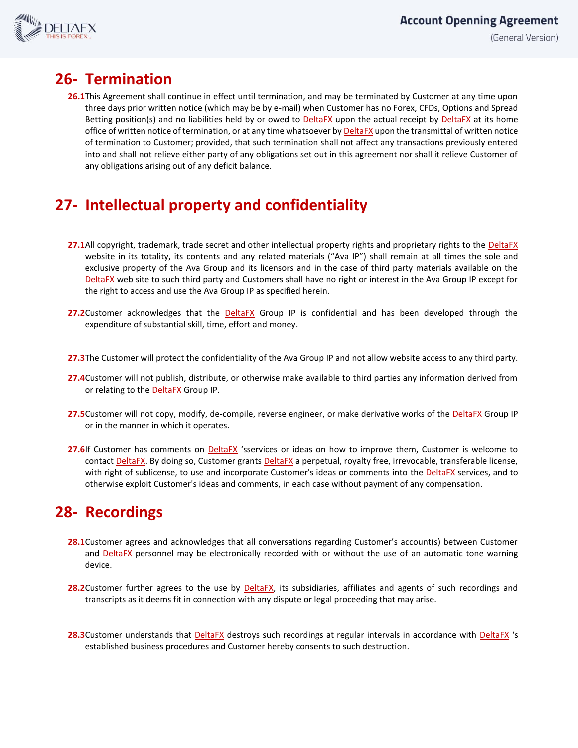## 26- Termination

**26.1** This Agreement shall continue in effect until termination, and may be terminated by Customer at any time upon three days prior written notice (which may be by e-mail) when Customer has no Forex, CFDs, Options and Spread Betting position(s) and no liabilities held by or owed to DeltaFX upon the actual receipt by DeltaFX at its home office of written notice of termination, or at any time whatsoever by DeltaFX upon the transmittal of written notice of termination to Customer; provided, that such termination shall not affect any transactions previously entered into and shall not relieve either party of any obligations set out in this agreement nor shall it relieve Customer of any obligations arising out of any deficit balance.

## 27- Intellectual property and confidentiality

**27.1** All copyright, trademark, trade secret and other intellectual property rights and proprietary rights to the DeltaFX website in its totality, its contents and any related materials ("Ava IP") shall remain at all times the sole and exclusive property of the Ava Group and its licensors and in the case of third party materials available on the DeltaFX web site to such third party and Customers shall have no right or interest in the Ava Group IP except for the right to access and use the Ava Group IP as specified herein.

**27.2** Customer acknowledges that the DeltaFX Group IP is confidential and has been developed through the expenditure of substantial skill, time, effort and money.

**27.3** The Customer will protect the confidentiality of the Ava Group IP and not allow website access to any third party.

**27.4** Customer will not publish, distribute, or otherwise make available to third parties any information derived from or relating to the DeltaFX Group IP.

**27.5** Customer will not copy, modify, de-compile, reverse engineer, or make derivative works of the DeltaFX Group IP or in the manner in which it operates.

**27.6** If Customer has comments on DeltaFX 'sservices or ideas on how to improve them, Customer is welcome to contact DeltaFX. By doing so, Customer grants DeltaFX a perpetual, royalty free, irrevocable, transferable license, with right of sublicense, to use and incorporate Customer's ideas or comments into the DeltaFX services, and to otherwise exploit Customer's ideas and comments, in each case without payment of any compensation.

## 28- Recordings

**28.1** Customer agrees and acknowledges that all conversations regarding Customer's account(s) between Customer and DeltaFX personnel may be electronically recorded with or without the use of an automatic tone warning device.

**28.2** Customer further agrees to the use by DeltaFX, its subsidiaries, affiliates and agents of such recordings and transcripts as it deems fit in connection with any dispute or legal proceeding that may arise.

**28.3** Customer understands that DeltaFX destroys such recordings at regular intervals in accordance with DeltaFX 's established business procedures and Customer hereby consents to such destruction.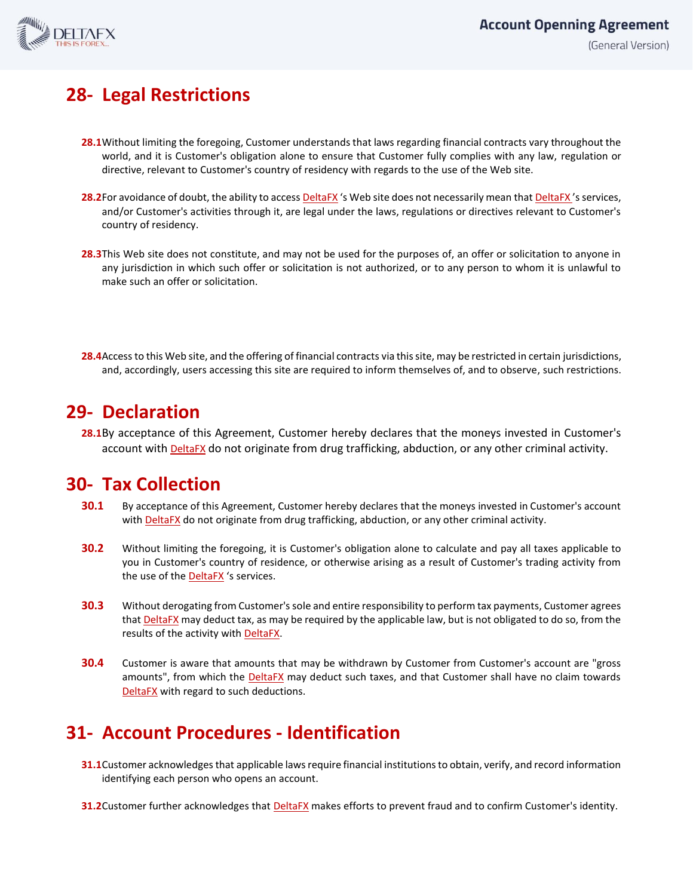## 28- Legal Restrictions

**28.1** Without limiting the foregoing, Customer understands that laws regarding financial contracts vary throughout the world, and it is Customer's obligation alone to ensure that Customer fully complies with any law, regulation or directive, relevant to Customer's country of residency with regards to the use of the Web site.

**28.2** For avoidance of doubt, the ability to access DeltaFX 's Web site does not necessarily mean that DeltaFX 's services, and/or Customer's activities through it, are legal under the laws, regulations or directives relevant to Customer's country of residency.

**28.3** This Web site does not constitute, and may not be used for the purposes of, an offer or solicitation to anyone in any jurisdiction in which such offer or solicitation is not authorized, or to any person to whom it is unlawful to make such an offer or solicitation.

**28.4** Access to this Web site, and the offering of financial contracts via this site, may be restricted in certain jurisdictions, and, accordingly, users accessing this site are required to inform themselves of, and to observe, such restrictions.

## 29- Declaration

**28.1** By acceptance of this Agreement, Customer hereby declares that the moneys invested in Customer's account with DeltaFX do not originate from drug trafficking, abduction, or any other criminal activity.

## 30- Tax Collection

**30.1** By acceptance of this Agreement, Customer hereby declares that the moneys invested in Customer's account with DeltaFX do not originate from drug trafficking, abduction, or any other criminal activity.

**30.2** Without limiting the foregoing, it is Customer's obligation alone to calculate and pay all taxes applicable to you in Customer's country of residence, or otherwise arising as a result of Customer's trading activity from the use of the DeltaFX 's services.

**30.3** Without derogating from Customer's sole and entire responsibility to perform tax payments, Customer agrees that DeltaFX may deduct tax, as may be required by the applicable law, but is not obligated to do so, from the results of the activity with DeltaFX.

**30.4** Customer is aware that amounts that may be withdrawn by Customer from Customer's account are "gross amounts", from which the DeltaFX may deduct such taxes, and that Customer shall have no claim towards DeltaFX with regard to such deductions.

## 31- Account Procedures - Identification

**31.1** Customer acknowledges that applicable laws require financial institutions to obtain, verify, and record information identifying each person who opens an account.

**31.2** Customer further acknowledges that DeltaFX makes efforts to prevent fraud and to confirm Customer's identity.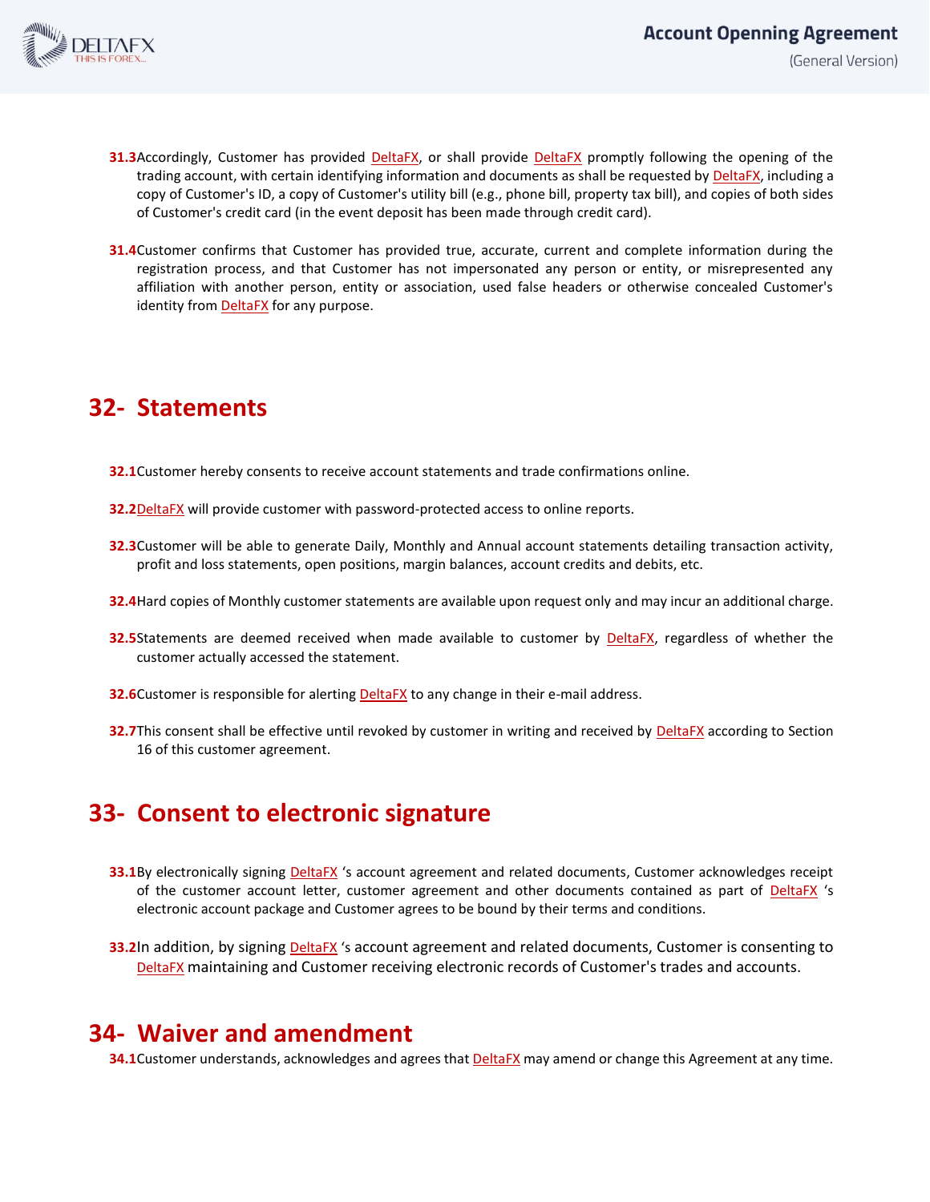**31.3** Accordingly, Customer has provided DeltaFX, or shall provide DeltaFX promptly following the opening of the trading account, with certain identifying information and documents as shall be requested by DeltaFX, including a copy of Customer's ID, a copy of Customer's utility bill (e.g., phone bill, property tax bill), and copies of both sides of Customer's credit card (in the event deposit has been made through credit card).

**31.4** Customer confirms that Customer has provided true, accurate, current and complete information during the registration process, and that Customer has not impersonated any person or entity, or misrepresented any affiliation with another person, entity or association, used false headers or otherwise concealed Customer's identity from DeltaFX for any purpose.

## 32- Statements

**32.1** Customer hereby consents to receive account statements and trade confirmations online.

**32.2** DeltaFX will provide customer with password-protected access to online reports.

**32.3** Customer will be able to generate Daily, Monthly and Annual account statements detailing transaction activity, profit and loss statements, open positions, margin balances, account credits and debits, etc.

**32.4** Hard copies of Monthly customer statements are available upon request only and may incur an additional charge.

**32.5** Statements are deemed received when made available to customer by DeltaFX, regardless of whether the customer actually accessed the statement.

**32.6** Customer is responsible for alerting DeltaFX to any change in their e-mail address.

**32.7** This consent shall be effective until revoked by customer in writing and received by DeltaFX according to Section 16 of this customer agreement.

## 33- Consent to electronic signature

**33.1** By electronically signing DeltaFX 's account agreement and related documents, Customer acknowledges receipt of the customer account letter, customer agreement and other documents contained as part of DeltaFX 's electronic account package and Customer agrees to be bound by their terms and conditions.

**33.2** In addition, by signing DeltaFX 's account agreement and related documents, Customer is consenting to DeltaFX maintaining and Customer receiving electronic records of Customer's trades and accounts.

## 34- Waiver and amendment

**34.1** Customer understands, acknowledges and agrees that DeltaFX may amend or change this Agreement at any time.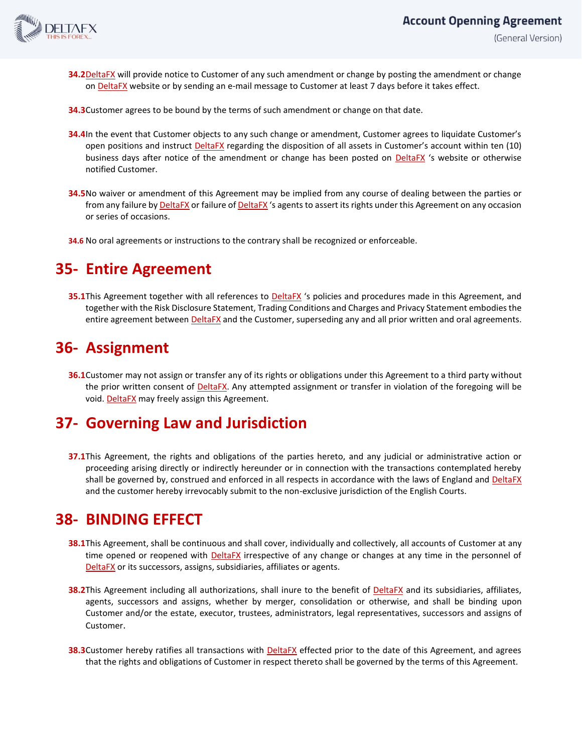**34.2** DeltaFX will provide notice to Customer of any such amendment or change by posting the amendment or change on DeltaFX website or by sending an e-mail message to Customer at least 7 days before it takes effect.

**34.3** Customer agrees to be bound by the terms of such amendment or change on that date.

**34.4** In the event that Customer objects to any such change or amendment, Customer agrees to liquidate Customer's open positions and instruct DeltaFX regarding the disposition of all assets in Customer's account within ten (10) business days after notice of the amendment or change has been posted on DeltaFX 's website or otherwise notified Customer.

**34.5** No waiver or amendment of this Agreement may be implied from any course of dealing between the parties or from any failure by DeltaFX or failure of DeltaFX 's agents to assert its rights under this Agreement on any occasion or series of occasions.

**34.6** No oral agreements or instructions to the contrary shall be recognized or enforceable.

## 35- Entire Agreement

**35.1** This Agreement together with all references to DeltaFX 's policies and procedures made in this Agreement, and together with the Risk Disclosure Statement, Trading Conditions and Charges and Privacy Statement embodies the entire agreement between DeltaFX and the Customer, superseding any and all prior written and oral agreements.

## 36- Assignment

**36.1** Customer may not assign or transfer any of its rights or obligations under this Agreement to a third party without the prior written consent of DeltaFX. Any attempted assignment or transfer in violation of the foregoing will be void. DeltaFX may freely assign this Agreement.

## 37- Governing Law and Jurisdiction

**37.1** This Agreement, the rights and obligations of the parties hereto, and any judicial or administrative action or proceeding arising directly or indirectly hereunder or in connection with the transactions contemplated hereby shall be governed by, construed and enforced in all respects in accordance with the laws of England and DeltaFX and the customer hereby irrevocably submit to the non-exclusive jurisdiction of the English Courts.

## 38- BINDING EFFECT

**38.1** This Agreement, shall be continuous and shall cover, individually and collectively, all accounts of Customer at any time opened or reopened with DeltaFX irrespective of any change or changes at any time in the personnel of DeltaFX or its successors, assigns, subsidiaries, affiliates or agents.

**38.2** This Agreement including all authorizations, shall inure to the benefit of DeltaFX and its subsidiaries, affiliates, agents, successors and assigns, whether by merger, consolidation or otherwise, and shall be binding upon Customer and/or the estate, executor, trustees, administrators, legal representatives, successors and assigns of Customer.

**38.3** Customer hereby ratifies all transactions with DeltaFX effected prior to the date of this Agreement, and agrees that the rights and obligations of Customer in respect thereto shall be governed by the terms of this Agreement.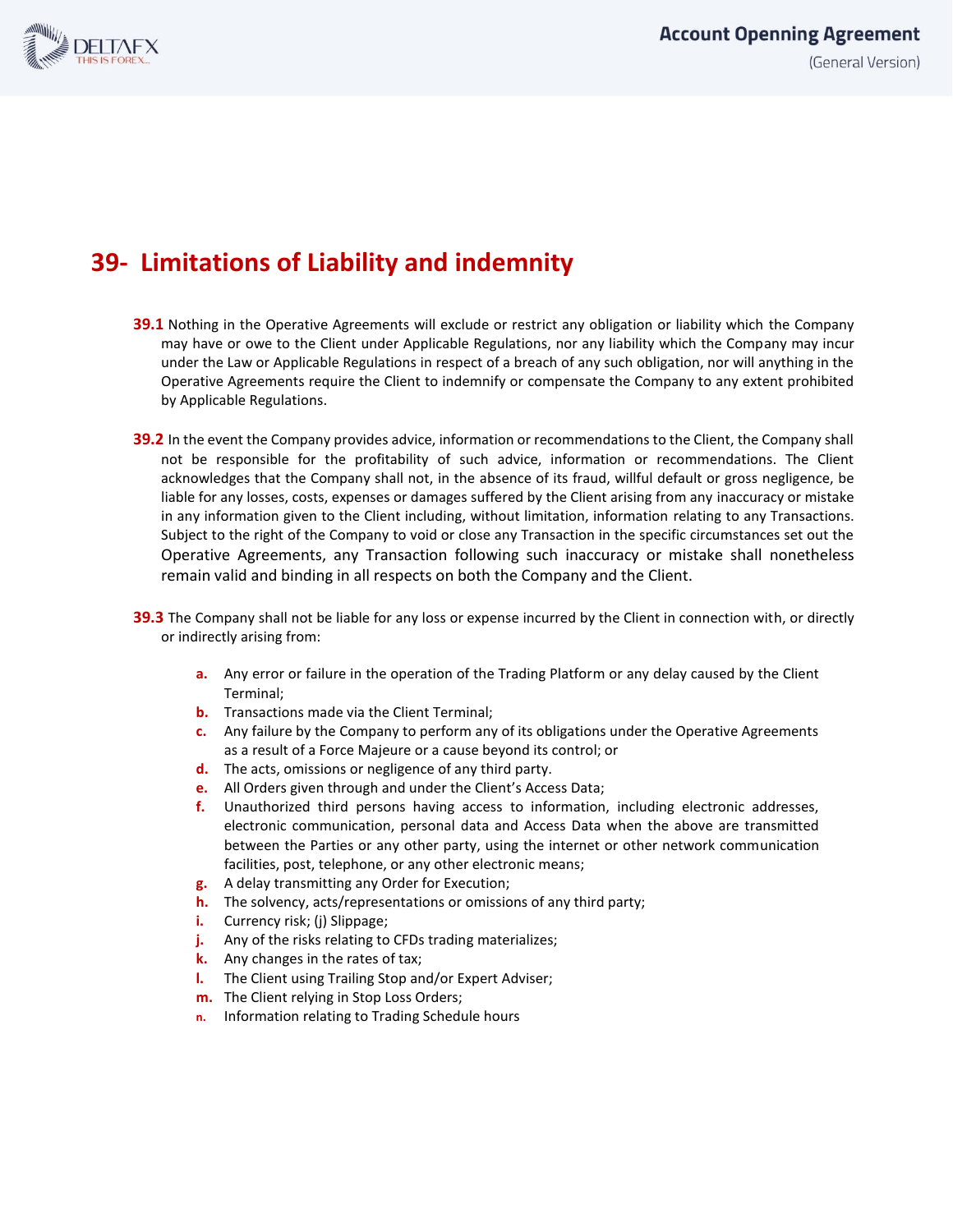# 39- Limitations of Liability and indemnity

**39.1** Nothing in the Operative Agreements will exclude or restrict any obligation or liability which the Company may have or owe to the Client under Applicable Regulations, nor any liability which the Company may incur under the Law or Applicable Regulations in respect of a breach of any such obligation, nor will anything in the Operative Agreements require the Client to indemnify or compensate the Company to any extent prohibited by Applicable Regulations.

**39.2** In the event the Company provides advice, information or recommendations to the Client, the Company shall not be responsible for the profitability of such advice, information or recommendations. The Client acknowledges that the Company shall not, in the absence of its fraud, willful default or gross negligence, be liable for any losses, costs, expenses or damages suffered by the Client arising from any inaccuracy or mistake in any information given to the Client including, without limitation, information relating to any Transactions. Subject to the right of the Company to void or close any Transaction in the specific circumstances set out the Operative Agreements, any Transaction following such inaccuracy or mistake shall nonetheless remain valid and binding in all respects on both the Company and the Client.

**39.3** The Company shall not be liable for any loss or expense incurred by the Client in connection with, or directly or indirectly arising from:

- **a.** Any error or failure in the operation of the Trading Platform or any delay caused by the Client Terminal;
- **b.** Transactions made via the Client Terminal;
- **c.** Any failure by the Company to perform any of its obligations under the Operative Agreements as a result of a Force Majeure or a cause beyond its control; or
- **d.** The acts, omissions or negligence of any third party.
- **e.** All Orders given through and under the Client's Access Data;
- **f.** Unauthorized third persons having access to information, including electronic addresses, electronic communication, personal data and Access Data when the above are transmitted between the Parties or any other party, using the internet or other network communication facilities, post, telephone, or any other electronic means;
- **g.** A delay transmitting any Order for Execution;
- **h.** The solvency, acts/representations or omissions of any third party;
- **i.** Currency risk; (j) Slippage;
- **j.** Any of the risks relating to CFDs trading materializes;
- **k.** Any changes in the rates of tax;
- **l.** The Client using Trailing Stop and/or Expert Adviser;
- **m.** The Client relying in Stop Loss Orders;
- **n.** Information relating to Trading Schedule hours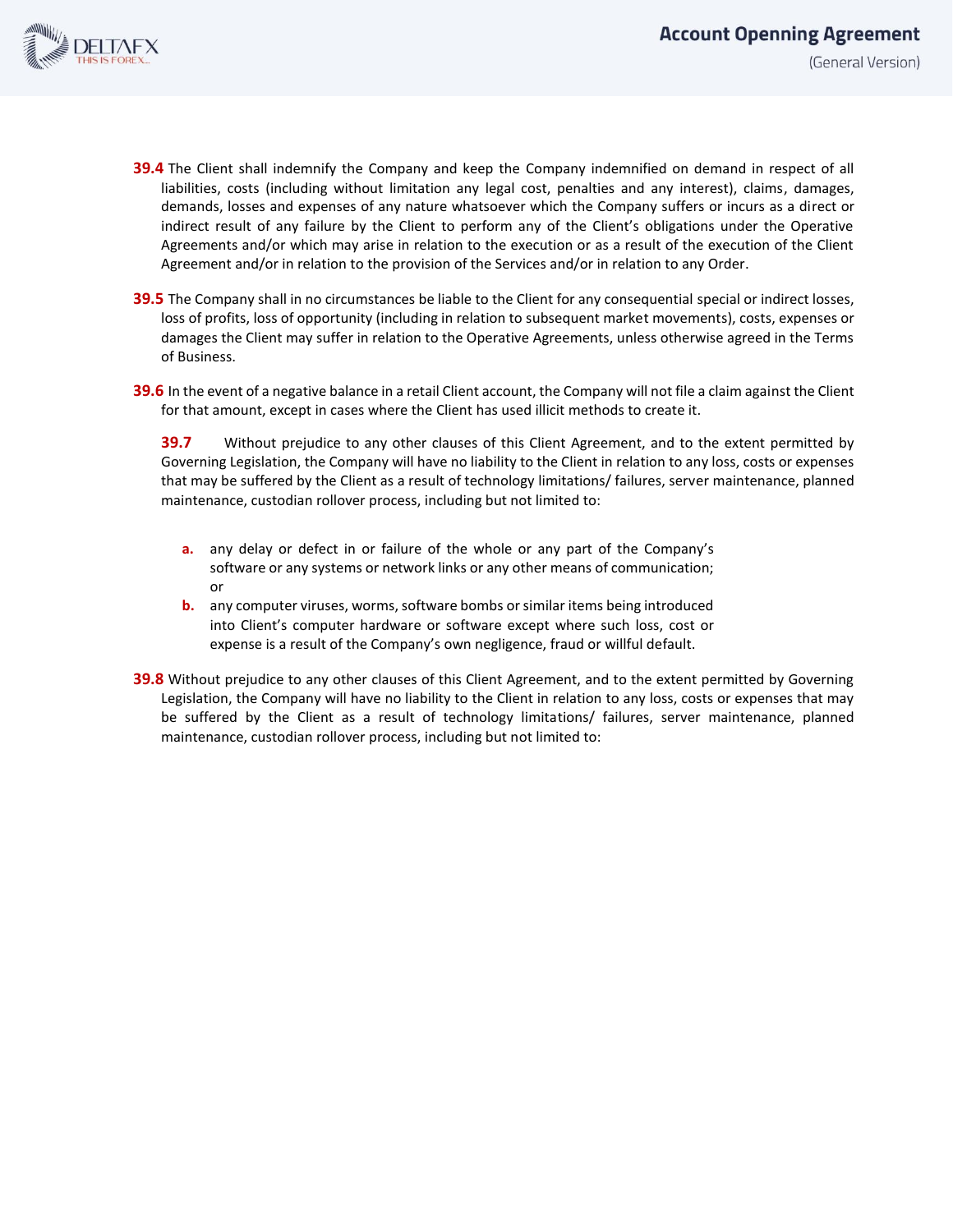**39.4** The Client shall indemnify the Company and keep the Company indemnified on demand in respect of all liabilities, costs (including without limitation any legal cost, penalties and any interest), claims, damages, demands, losses and expenses of any nature whatsoever which the Company suffers or incurs as a direct or indirect result of any failure by the Client to perform any of the Client's obligations under the Operative Agreements and/or which may arise in relation to the execution or as a result of the execution of the Client Agreement and/or in relation to the provision of the Services and/or in relation to any Order.

**39.5** The Company shall in no circumstances be liable to the Client for any consequential special or indirect losses, loss of profits, loss of opportunity (including in relation to subsequent market movements), costs, expenses or damages the Client may suffer in relation to the Operative Agreements, unless otherwise agreed in the Terms of Business.

**39.6** In the event of a negative balance in a retail Client account, the Company will not file a claim against the Client for that amount, except in cases where the Client has used illicit methods to create it.

**39.7** Without prejudice to any other clauses of this Client Agreement, and to the extent permitted by Governing Legislation, the Company will have no liability to the Client in relation to any loss, costs or expenses that may be suffered by the Client as a result of technology limitations/ failures, server maintenance, planned maintenance, custodian rollover process, including but not limited to:

- **a.** any delay or defect in or failure of the whole or any part of the Company's software or any systems or network links or any other means of communication; or
- **b.** any computer viruses, worms, software bombs or similar items being introduced into Client's computer hardware or software except where such loss, cost or expense is a result of the Company's own negligence, fraud or willful default.

**39.8** Without prejudice to any other clauses of this Client Agreement, and to the extent permitted by Governing Legislation, the Company will have no liability to the Client in relation to any loss, costs or expenses that may be suffered by the Client as a result of technology limitations/ failures, server maintenance, planned maintenance, custodian rollover process, including but not limited to: